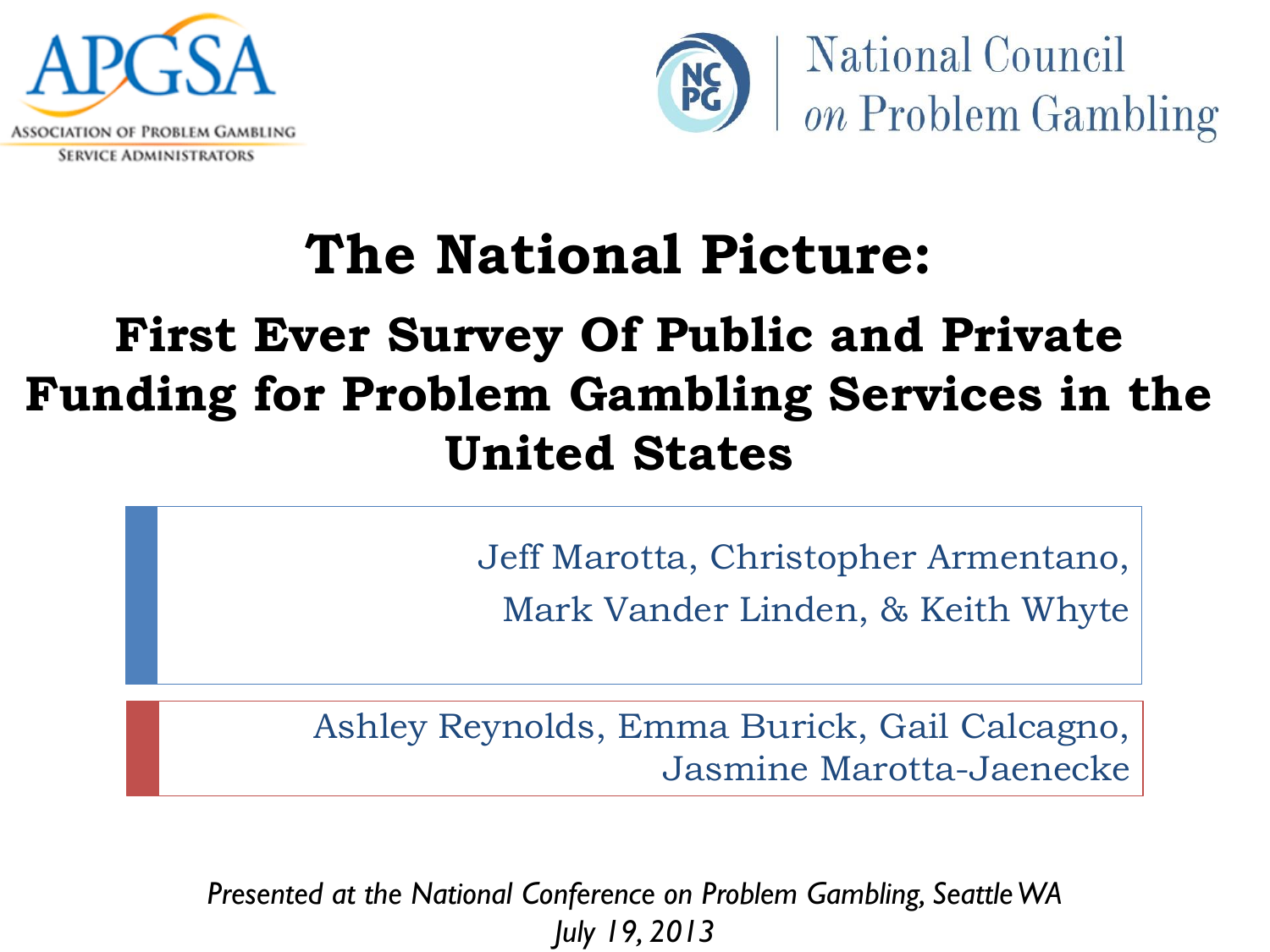APGSA

ASSOCIATION OF PROBLEM GAMBLING SERVICE ADMINISTRATORS

NCPG | National Council *on* Problem Gambling

# The National Picture:

## First Ever Survey Of Public and Private Funding for Problem Gambling Services in the United States

Jeff Marotta, Christopher Armentano, Mark Vander Linden, & Keith Whyte

Ashley Reynolds, Emma Burick, Gail Calcagno, Jasmine Marotta-Jaenecke

*Presented at the National Conference on Problem Gambling, Seattle WA*
*July 19, 2013*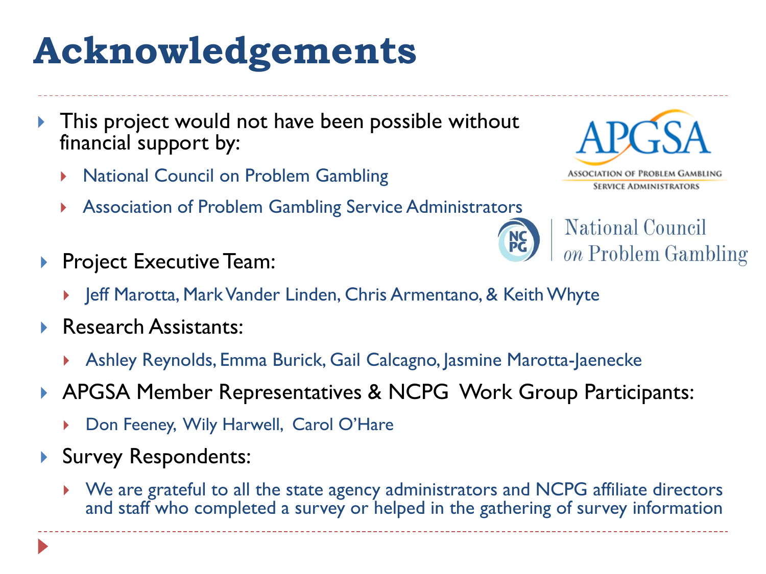# Acknowledgements

- This project would not have been possible without financial support by:
  - National Council on Problem Gambling
  - Association of Problem Gambling Service Administrators
- Project Executive Team:
  - Jeff Marotta, Mark Vander Linden, Chris Armentano, & Keith Whyte
- Research Assistants:
  - Ashley Reynolds, Emma Burick, Gail Calcagno, Jasmine Marotta-Jaenecke
- APGSA Member Representatives & NCPG Work Group Participants:
  - Don Feeney, Wily Harwell, Carol O'Hare
- Survey Respondents:
  - We are grateful to all the state agency administrators and NCPG affiliate directors and staff who completed a survey or helped in the gathering of survey information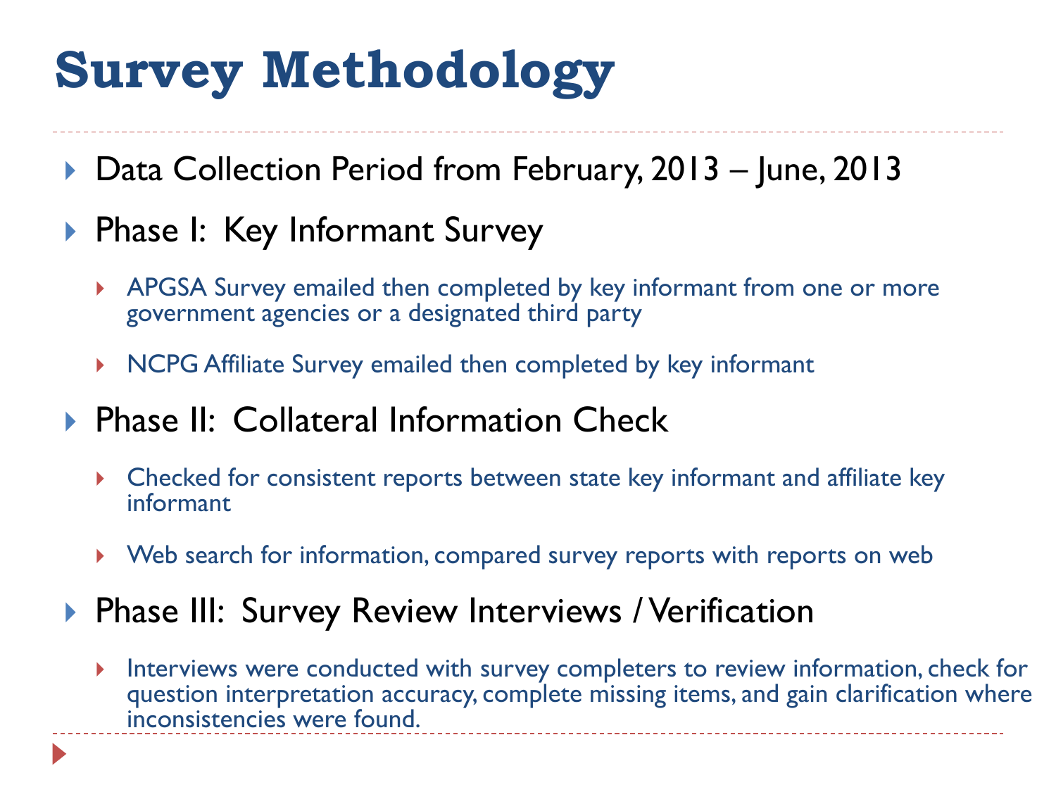# Survey Methodology

- Data Collection Period from February, 2013 – June, 2013
- Phase I: Key Informant Survey
  - APGSA Survey emailed then completed by key informant from one or more government agencies or a designated third party
  - NCPG Affiliate Survey emailed then completed by key informant
- Phase II: Collateral Information Check
  - Checked for consistent reports between state key informant and affiliate key informant
  - Web search for information, compared survey reports with reports on web
- Phase III: Survey Review Interviews / Verification
  - Interviews were conducted with survey completers to review information, check for question interpretation accuracy, complete missing items, and gain clarification where inconsistencies were found.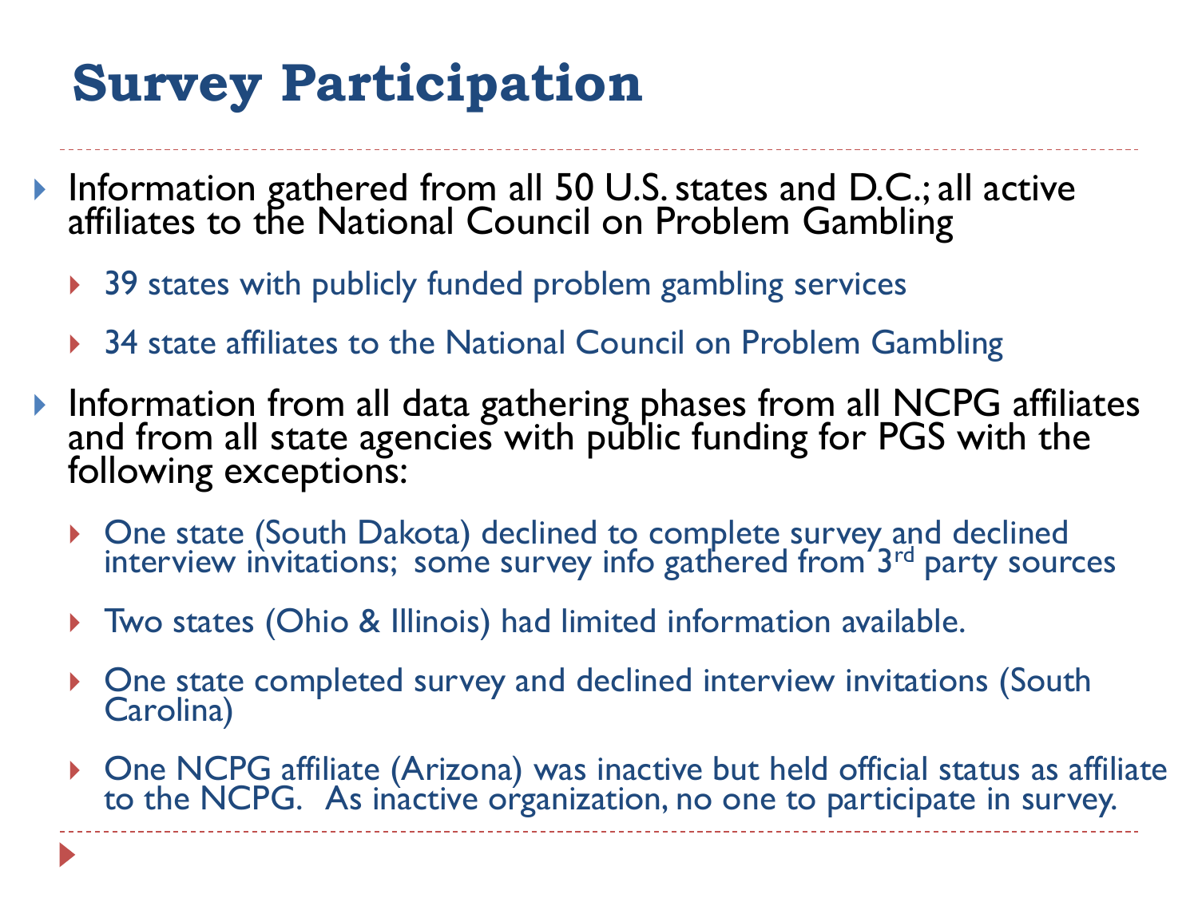# Survey Participation

- Information gathered from all 50 U.S. states and D.C.; all active affiliates to the National Council on Problem Gambling
  - 39 states with publicly funded problem gambling services
  - 34 state affiliates to the National Council on Problem Gambling
- Information from all data gathering phases from all NCPG affiliates and from all state agencies with public funding for PGS with the following exceptions:
  - One state (South Dakota) declined to complete survey and declined interview invitations; some survey info gathered from 3rd party sources
  - Two states (Ohio & Illinois) had limited information available.
  - One state completed survey and declined interview invitations (South Carolina)
  - One NCPG affiliate (Arizona) was inactive but held official status as affiliate to the NCPG. As inactive organization, no one to participate in survey.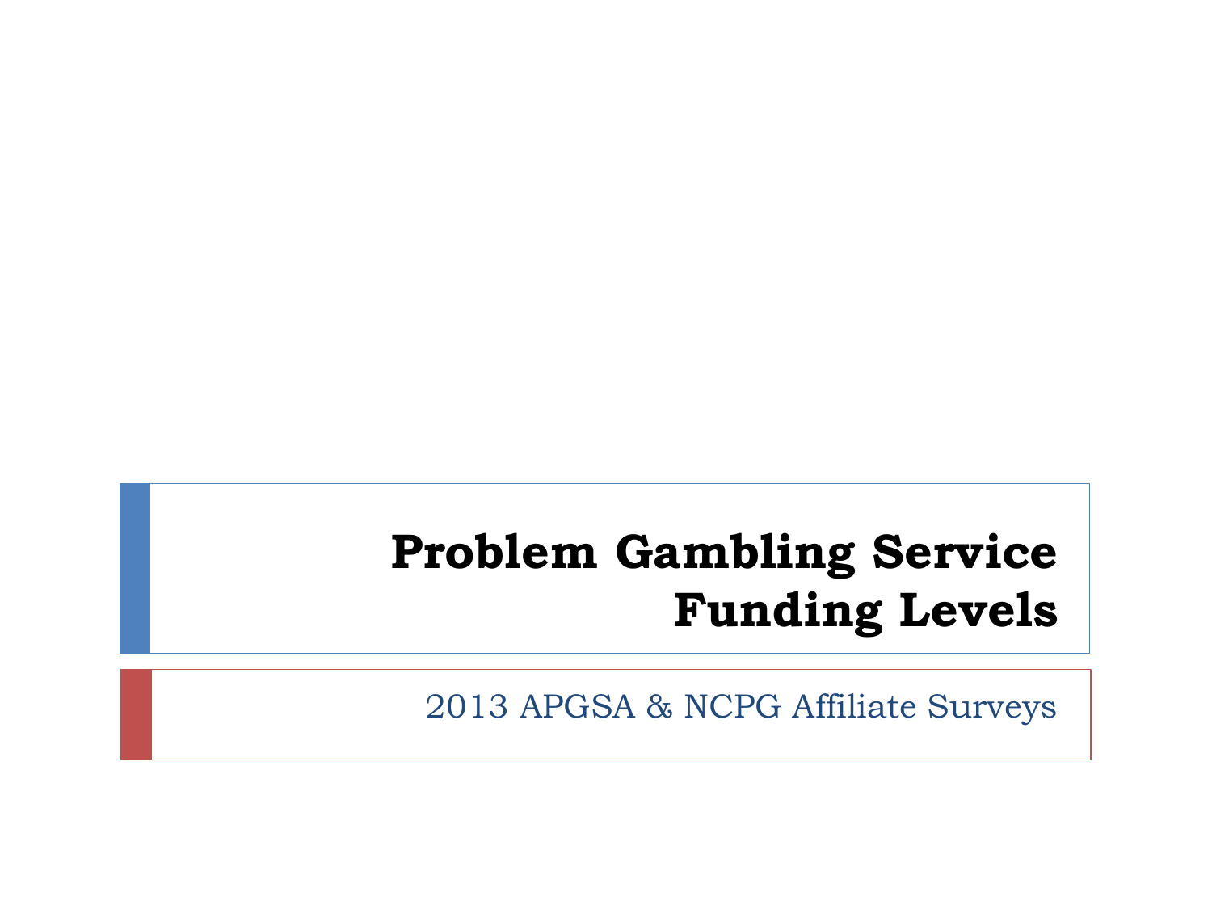# Problem Gambling Service Funding Levels

2013 APGSA & NCPG Affiliate Surveys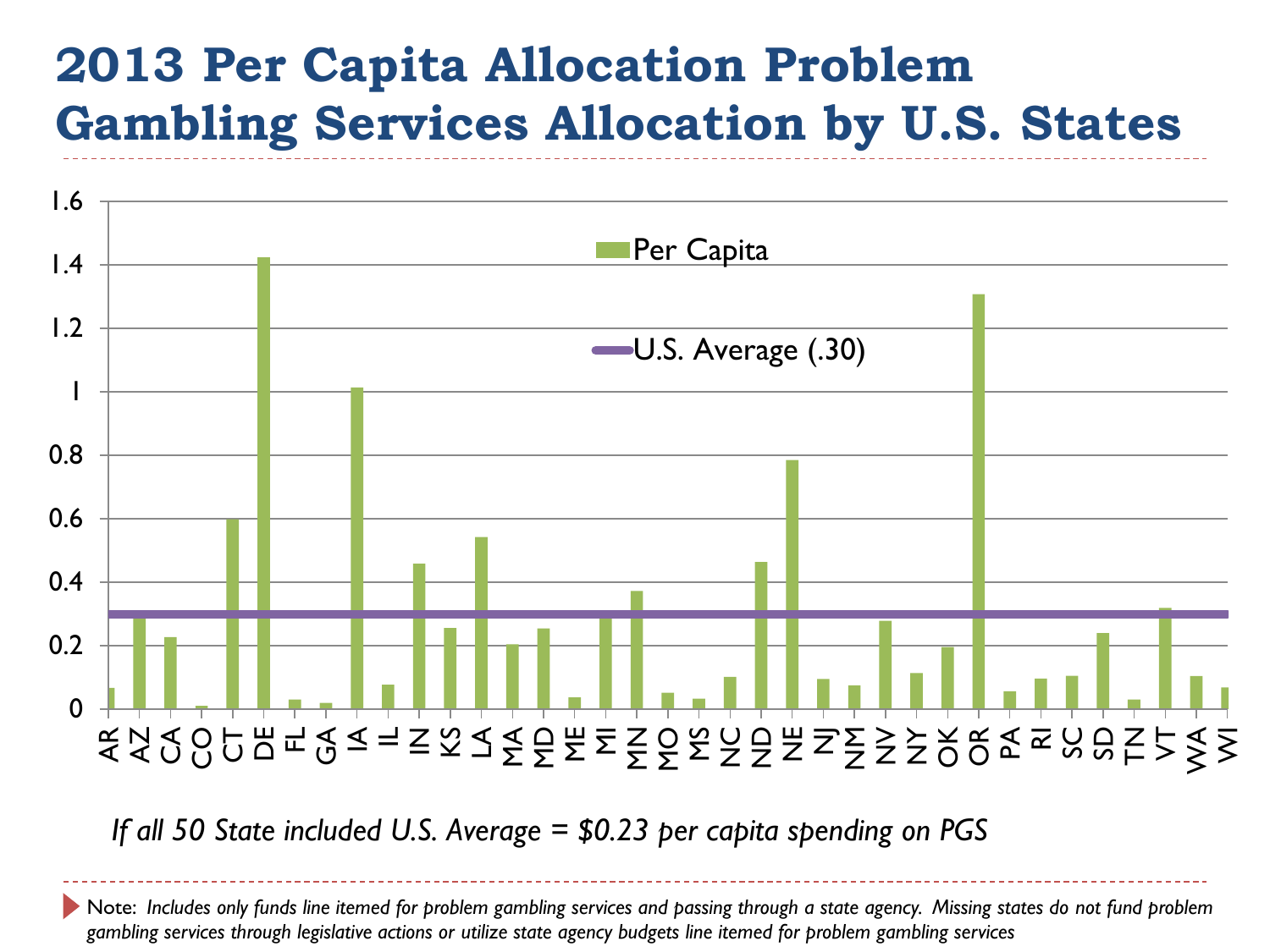# 2013 Per Capita Allocation Problem Gambling Services Allocation by U.S. States

*If all 50 State included U.S. Average = $0.23 per capita spending on PGS*

Note: *Includes only funds line itemed for problem gambling services and passing through a state agency. Missing states do not fund problem gambling services through legislative actions or utilize state agency budgets line itemed for problem gambling services*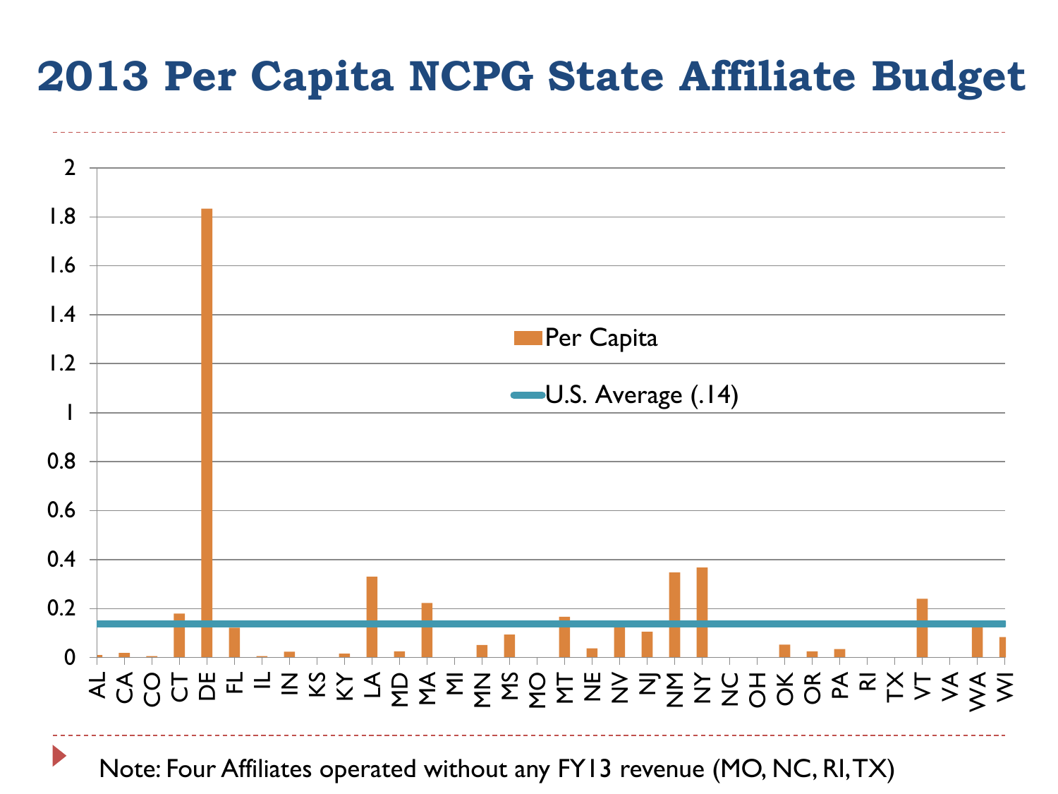# 2013 Per Capita NCPG State Affiliate Budget

Per Capita

U.S. Average (.14)

2
1.8
1.6
1.4
1.2
1
0.8
0.6
0.4
0.2
0

AL CA CO CT DE FL IL IN KS KY LA MD MA MI MN MS MO MT NE NV NJ NM NY NC OH OK OR PA RI TX VT VA WA WI

Note: Four Affiliates operated without any FY13 revenue (MO, NC, RI, TX)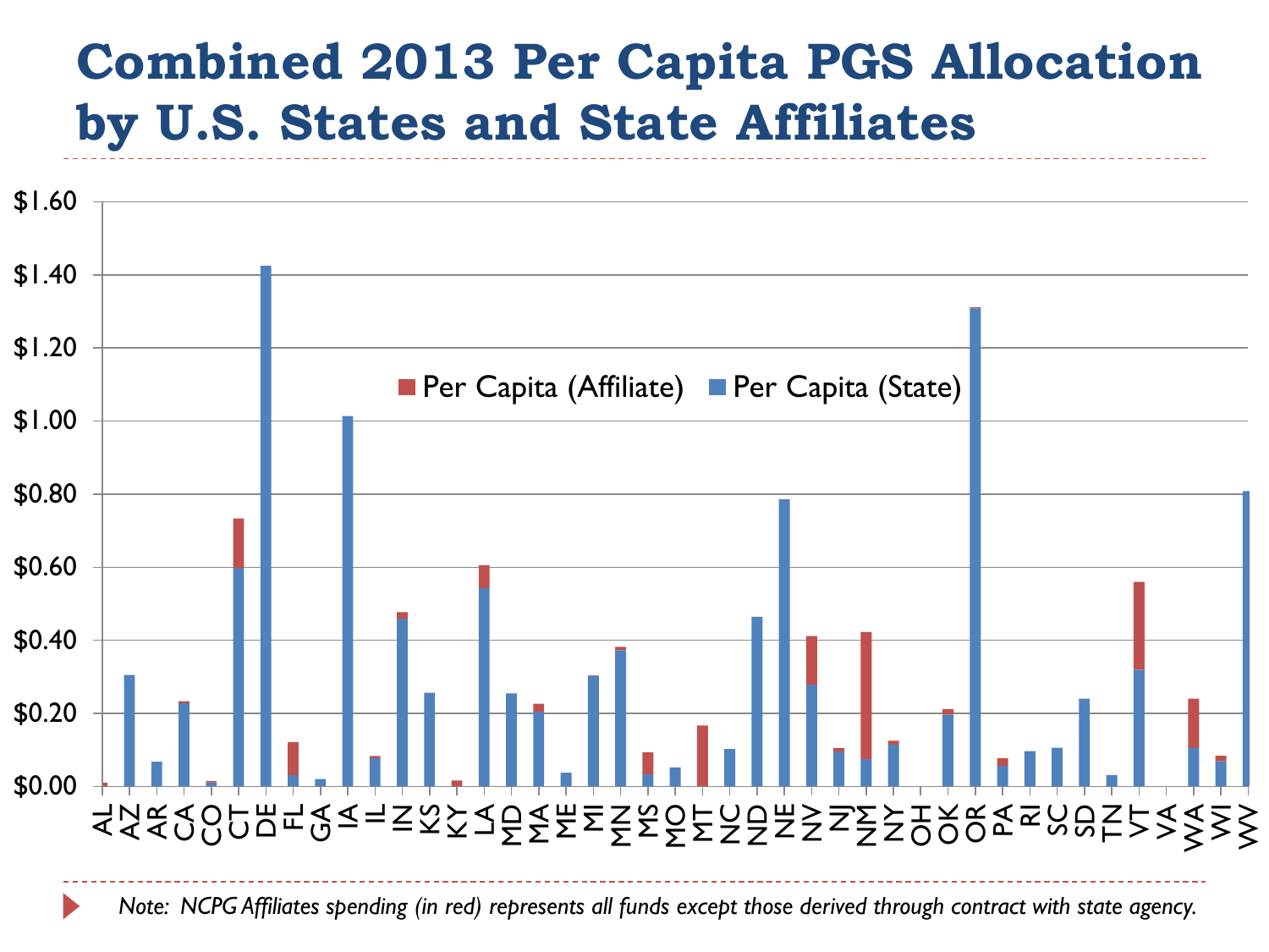# Combined 2013 Per Capita PGS Allocation by U.S. States and State Affiliates

Per Capita (Affiliate) | Per Capita (State)

$1.60
$1.40
$1.20
$1.00
$0.80
$0.60
$0.40
$0.20
$0.00

AL AZ AR CA CO CT DE FL GA IA IL IN KS KY LA MD MA ME MI MN MS MO MT NC ND NE NV NJ NM NY OH OK OR PA RI SC SD TN VT VA WA WI WV

*Note: NCPG Affiliates spending (in red) represents all funds except those derived through contract with state agency.*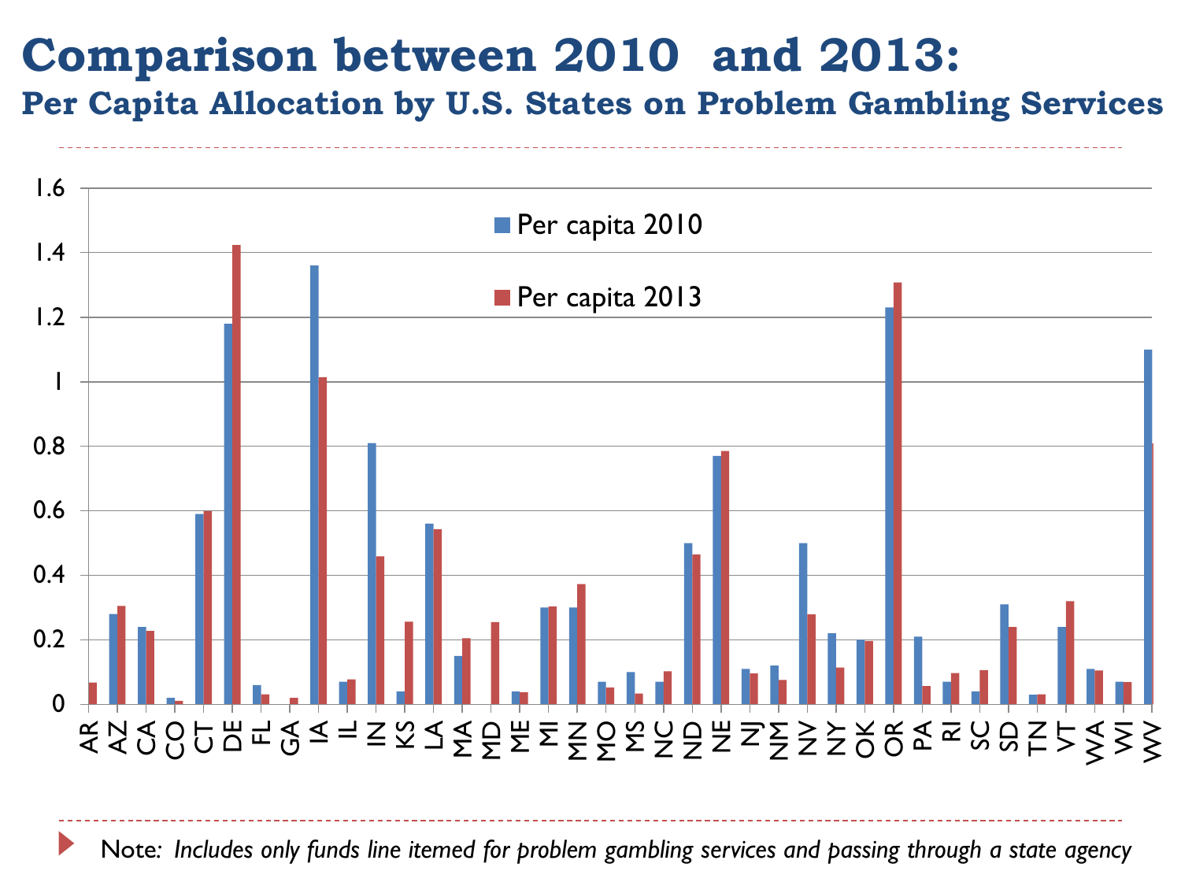# Comparison between 2010 and 2013:

## Per Capita Allocation by U.S. States on Problem Gambling Services

Note: *Includes only funds line itemed for problem gambling services and passing through a state agency*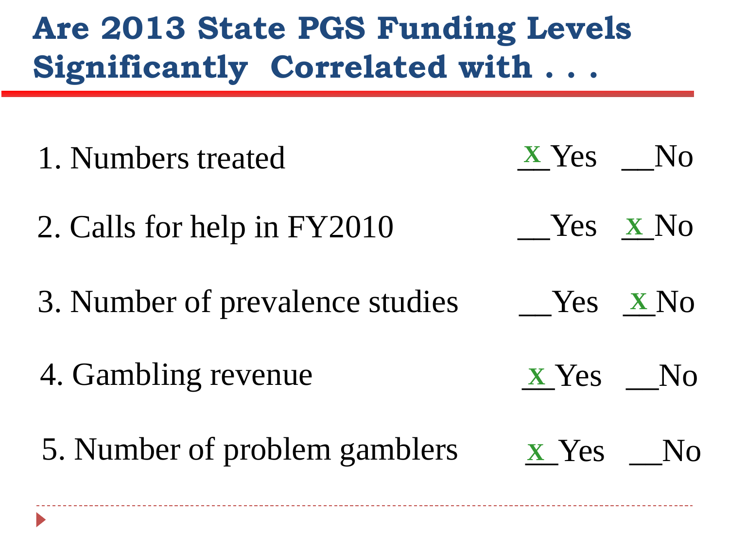# Are 2013 State PGS Funding Levels Significantly Correlated with . . .

1. Numbers treated — X Yes __No
2. Calls for help in FY2010 — __Yes X No
3. Number of prevalence studies — __Yes X No
4. Gambling revenue — X Yes __No
5. Number of problem gamblers — X Yes __No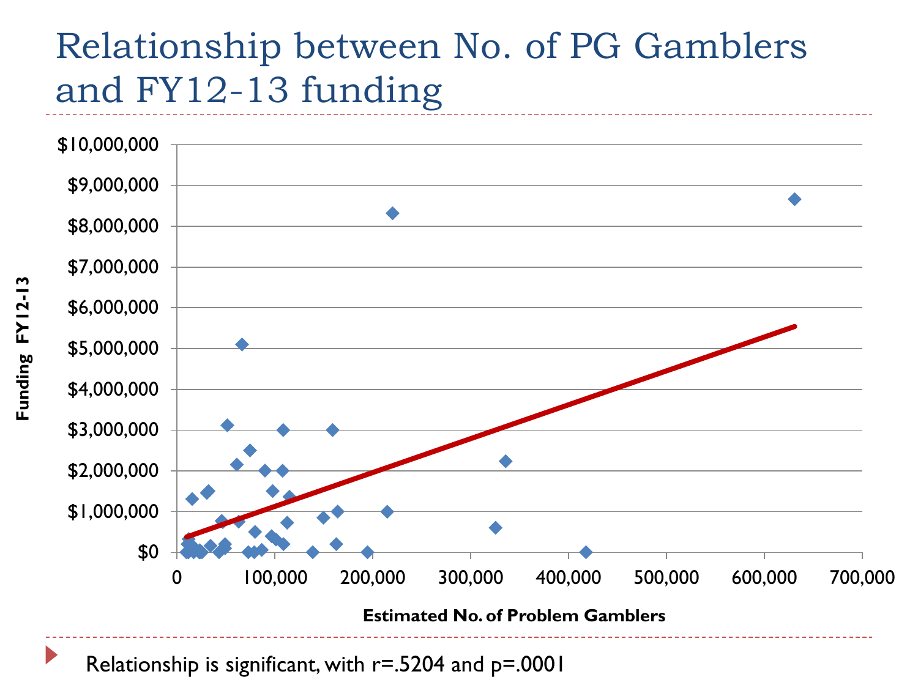# Relationship between No. of PG Gamblers and FY12-13 funding

- Relationship is significant, with $r=.5204$ and $p=.0001$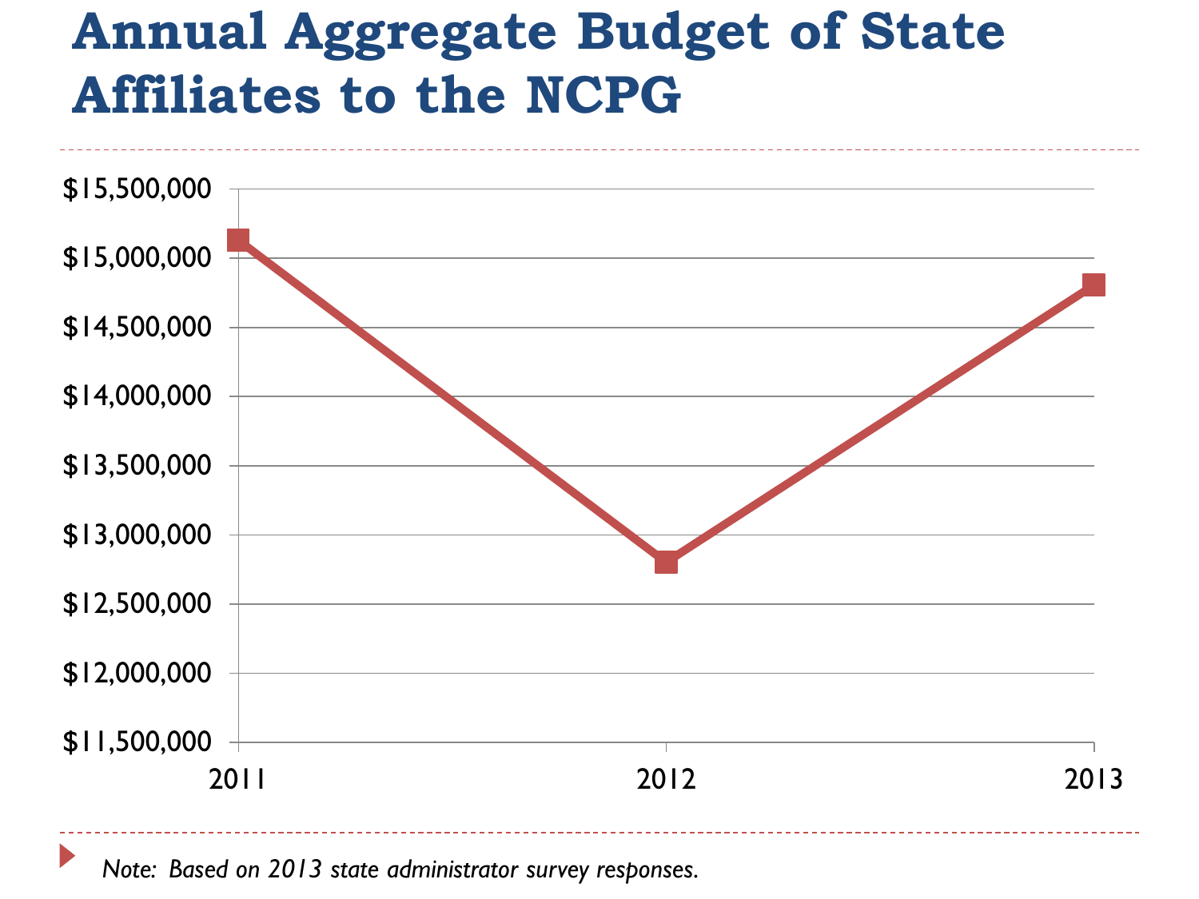# Annual Aggregate Budget of State Affiliates to the NCPG

$15,500,000
$15,000,000
$14,500,000
$14,000,000
$13,500,000
$13,000,000
$12,500,000
$12,000,000
$11,500,000

2011 2012 2013

*Note: Based on 2013 state administrator survey responses.*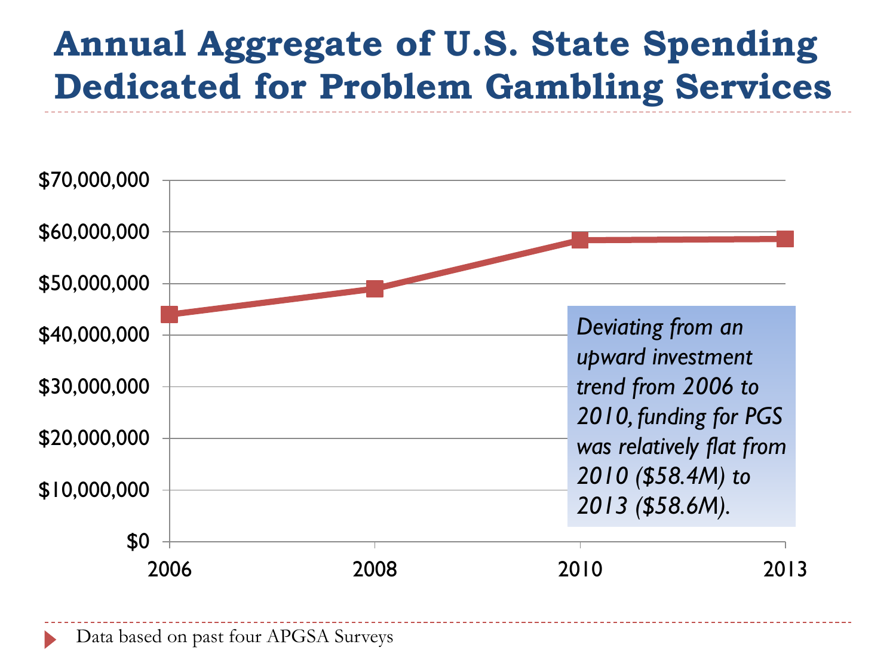# Annual Aggregate of U.S. State Spending Dedicated for Problem Gambling Services

$70,000,000
$60,000,000
$50,000,000
$40,000,000
$30,000,000
$20,000,000
$10,000,000
$0

2006 2008 2010 2013

*Deviating from an upward investment trend from 2006 to 2010, funding for PGS was relatively flat from 2010 ($58.4M) to 2013 ($58.6M).*

- Data based on past four APGSA Surveys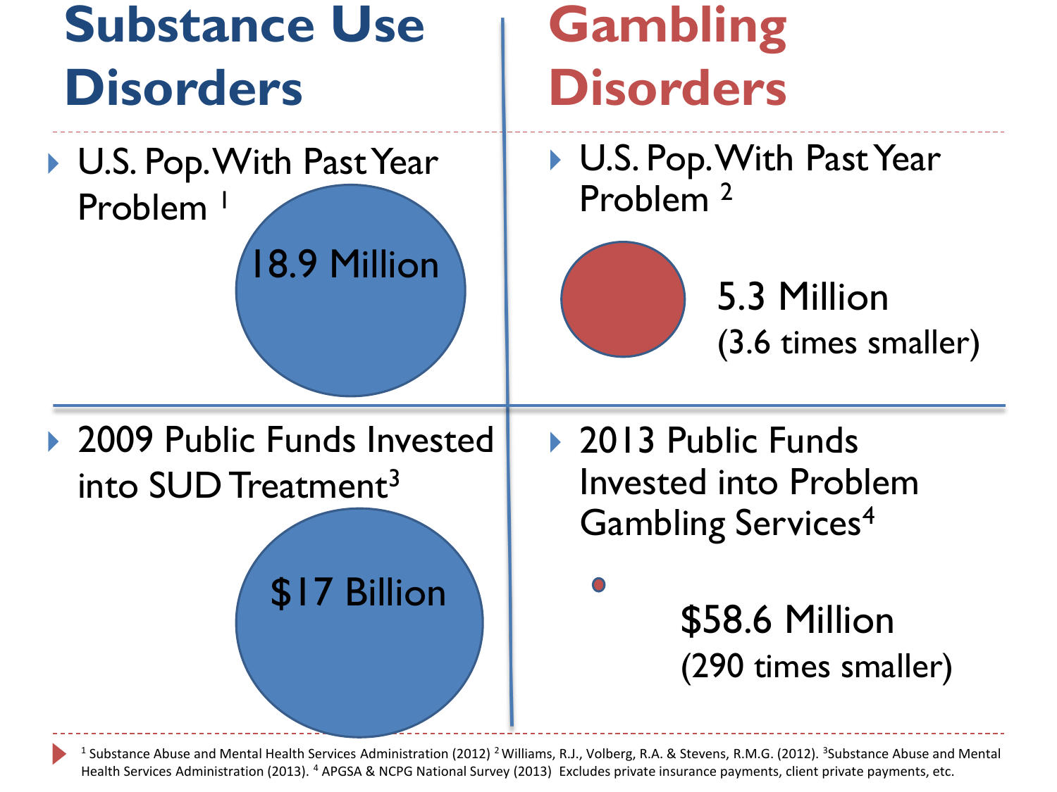## Substance Use Disorders

- U.S. Pop. With Past Year Problem [1]

18.9 Million

- 2009 Public Funds Invested into SUD Treatment[3]

$17 Billion

## Gambling Disorders

- U.S. Pop. With Past Year Problem [2]

5.3 Million
(3.6 times smaller)

- 2013 Public Funds Invested into Problem Gambling Services[4]

$58.6 Million
(290 times smaller)

[1] Substance Abuse and Mental Health Services Administration (2012) [2] Williams, R.J., Volberg, R.A. & Stevens, R.M.G. (2012). [3] Substance Abuse and Mental Health Services Administration (2013). [4] APGSA & NCPG National Survey (2013) Excludes private insurance payments, client private payments, etc.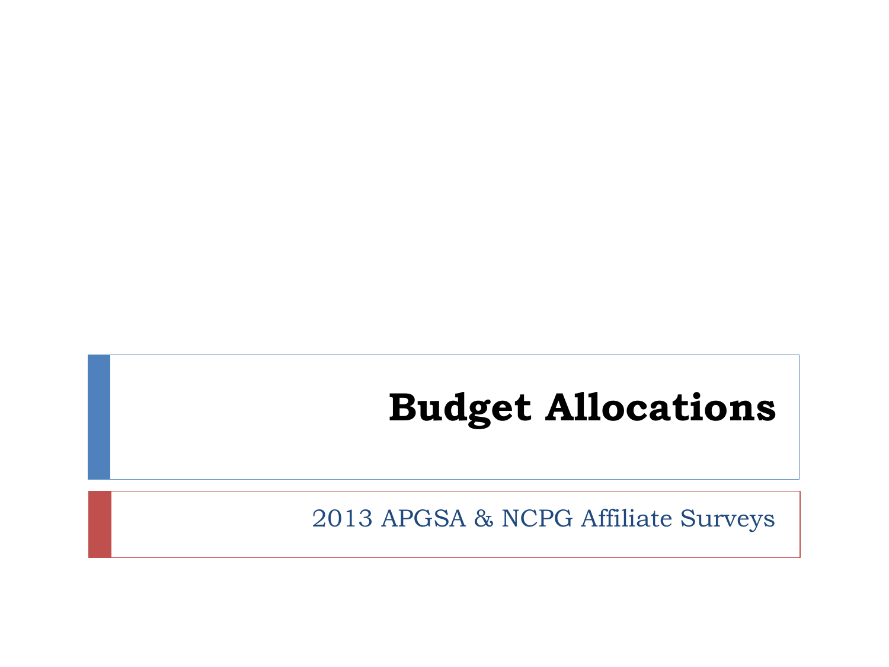# Budget Allocations

2013 APGSA & NCPG Affiliate Surveys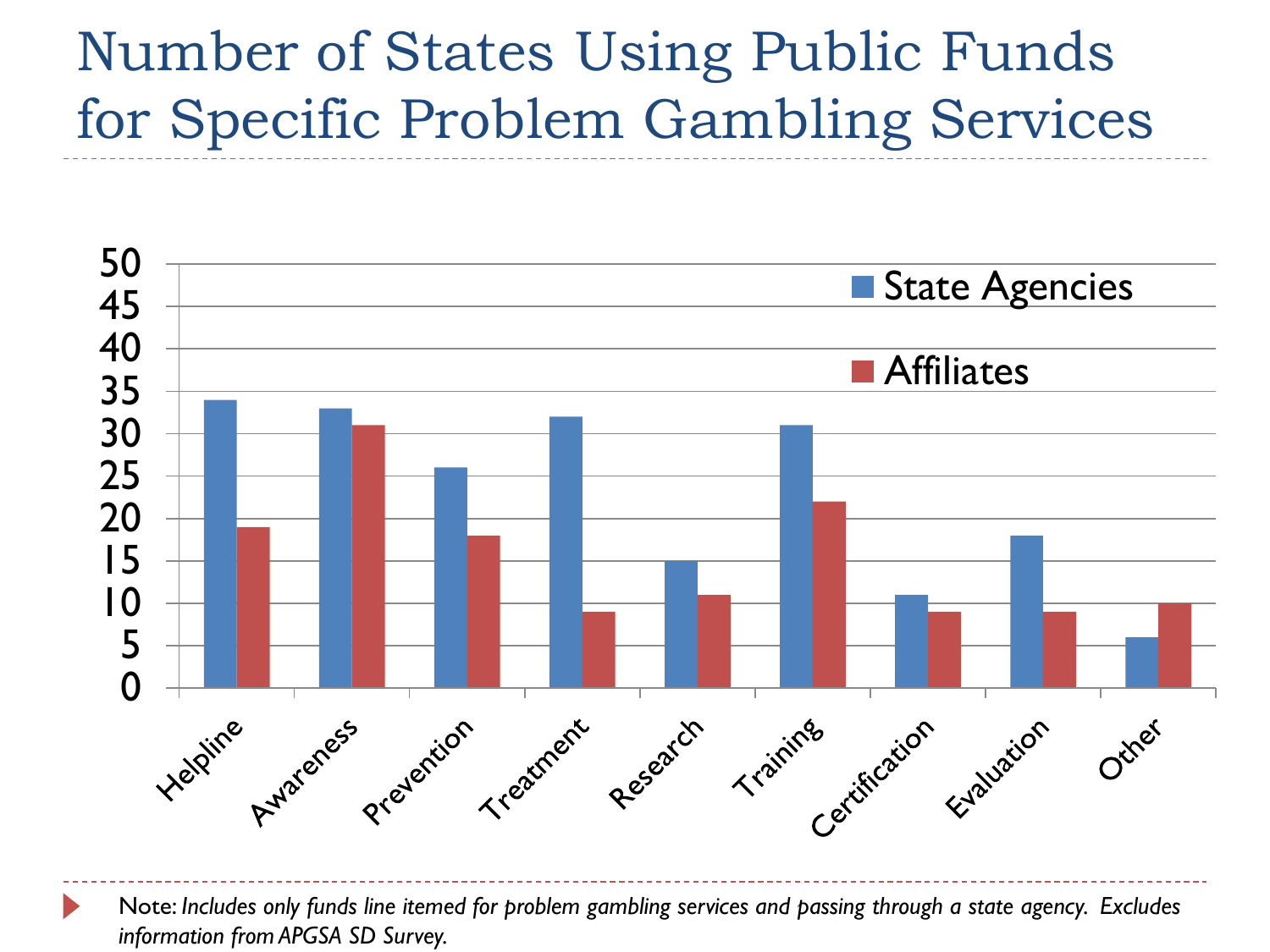# Number of States Using Public Funds for Specific Problem Gambling Services

| | State Agencies | Affiliates |
|---|---|---|
| Helpline | 34 | 19 |
| Awareness | 33 | 31 |
| Prevention | 26 | 18 |
| Treatment | 32 | 9 |
| Research | 15 | 11 |
| Training | 31 | 22 |
| Certification | 11 | 9 |
| Evaluation | 18 | 9 |
| Other | 6 | 10 |

Note: *Includes only funds line itemed for problem gambling services and passing through a state agency. Excludes information from APGSA SD Survey.*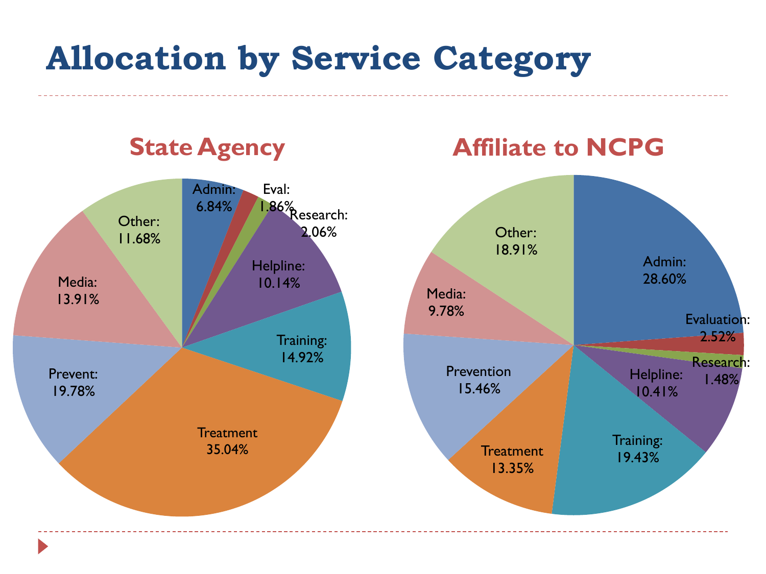# Allocation by Service Category

## State Agency

- Admin: 6.84%
- Eval: 1.86%
- Research: 2.06%
- Helpline: 10.14%
- Training: 14.92%
- Treatment 35.04%
- Prevent: 19.78%
- Media: 13.91%
- Other: 11.68%

## Affiliate to NCPG

- Admin: 28.60%
- Evaluation: 2.52%
- Research: 1.48%
- Helpline: 10.41%
- Training: 19.43%
- Treatment 13.35%
- Prevention 15.46%
- Media: 9.78%
- Other: 18.91%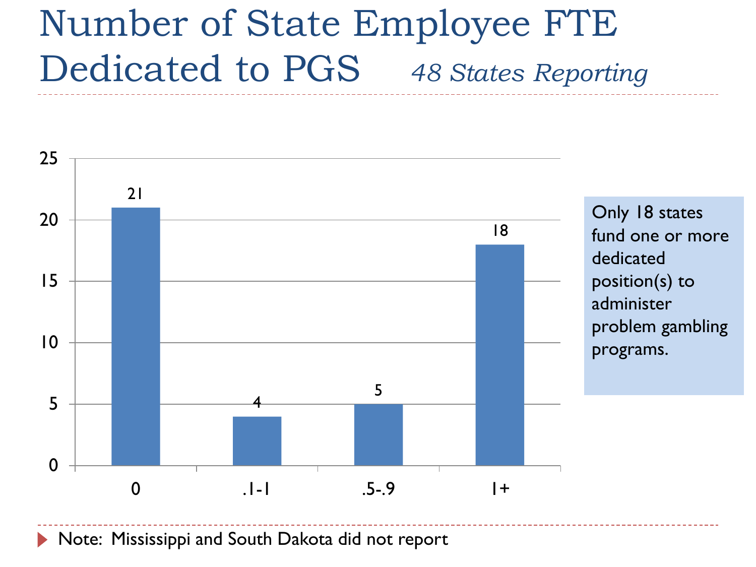# Number of State Employee FTE Dedicated to PGS *48 States Reporting*

| FTE | Number of States |
|---|---|
| 0 | 21 |
| .1-1 | 4 |
| .5-.9 | 5 |
| 1+ | 18 |

Only 18 states fund one or more dedicated position(s) to administer problem gambling programs.

- Note: Mississippi and South Dakota did not report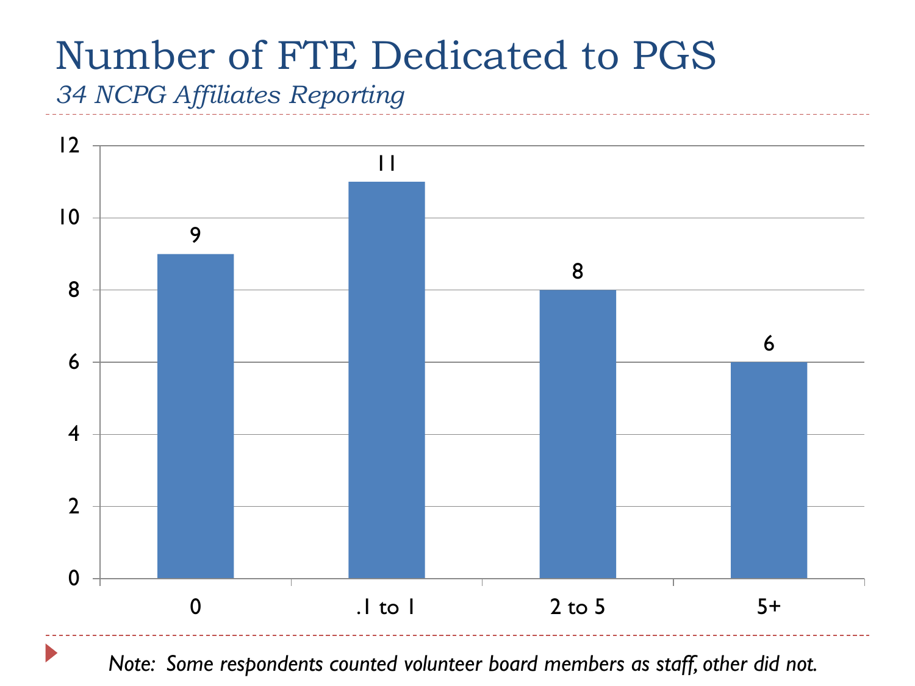# Number of FTE Dedicated to PGS

*34 NCPG Affiliates Reporting*

| FTE | Number of Affiliates |
| --- | --- |
| 0 | 9 |
| .1 to 1 | 11 |
| 2 to 5 | 8 |
| 5+ | 6 |

*Note: Some respondents counted volunteer board members as staff, other did not.*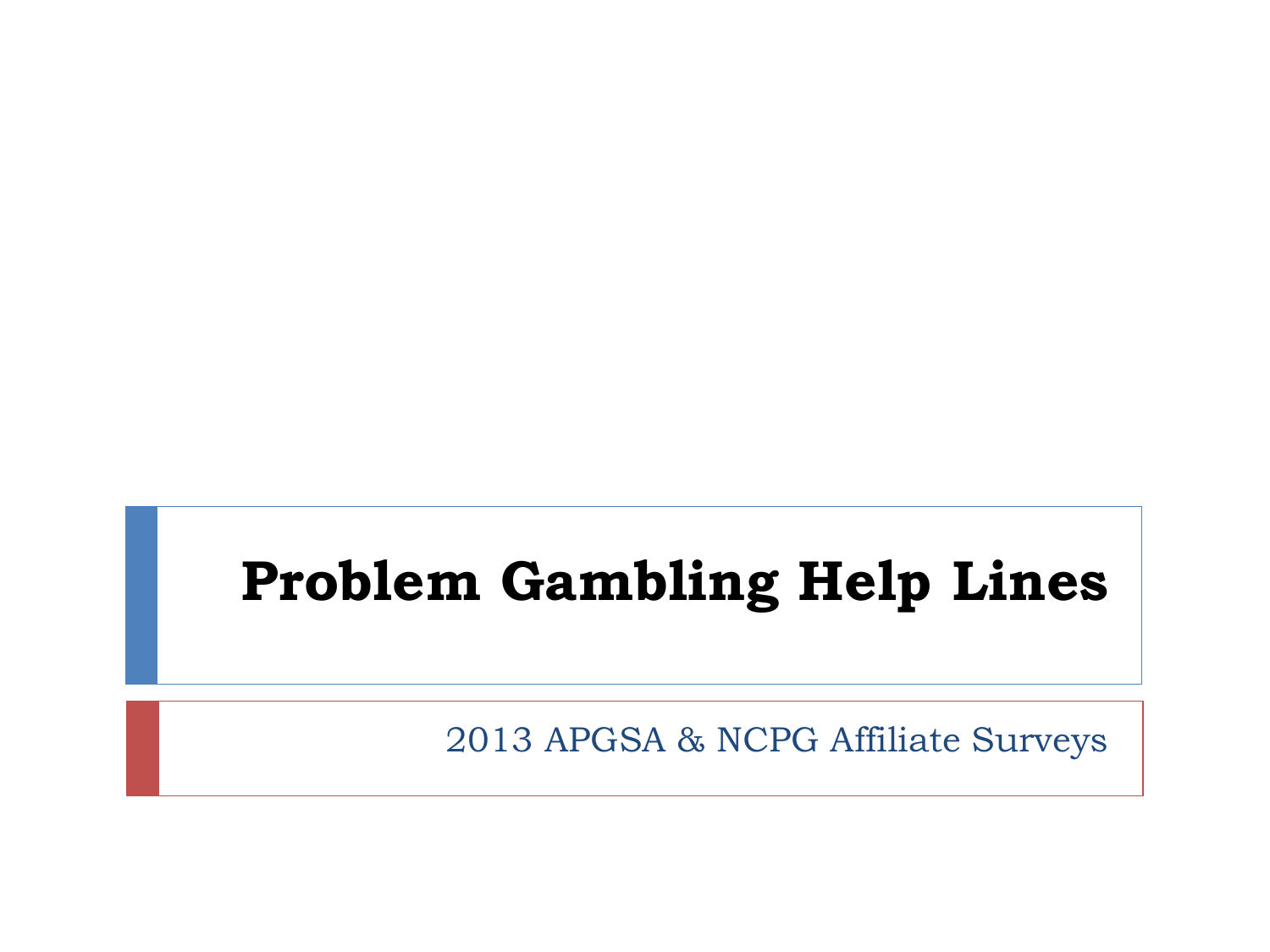# Problem Gambling Help Lines

2013 APGSA & NCPG Affiliate Surveys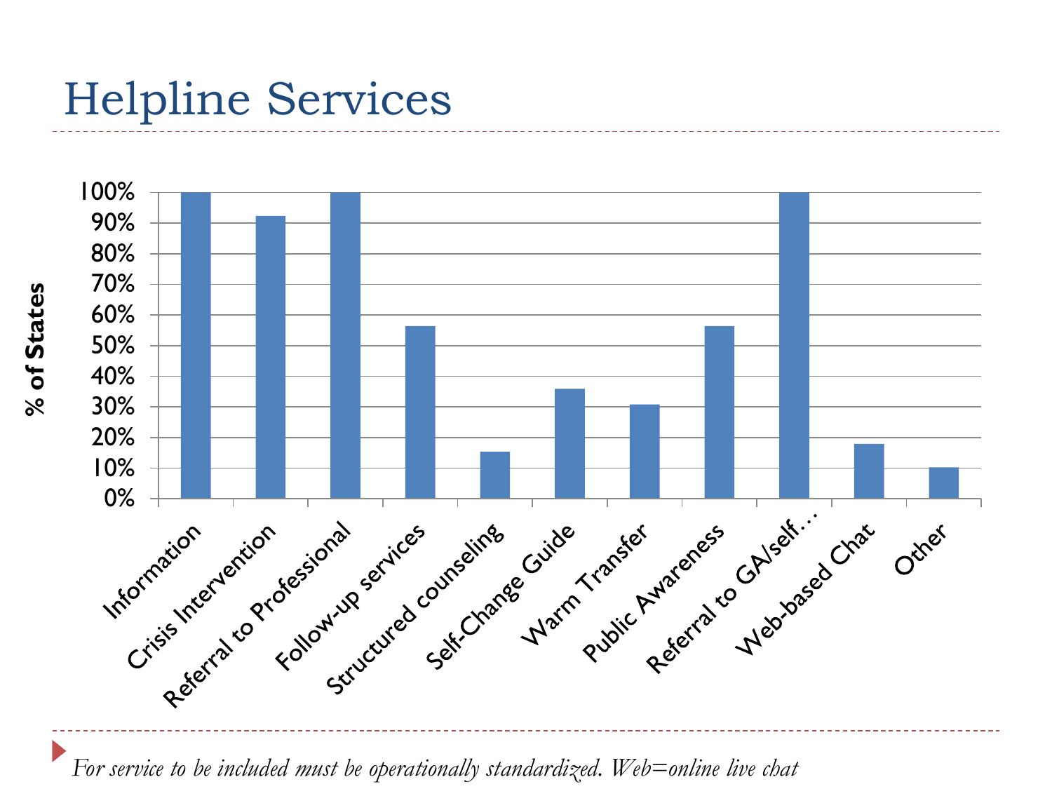# Helpline Services

% of States

100%
90%
80%
70%
60%
50%
40%
30%
20%
10%
0%

Information
Crisis Intervention
Referral to Professional
Follow-up services
Structured counseling
Self-Change Guide
Warm Transfer
Public Awareness
Referral to GA/self…
Web-based Chat
Other

*For service to be included must be operationally standardized. Web=online live chat*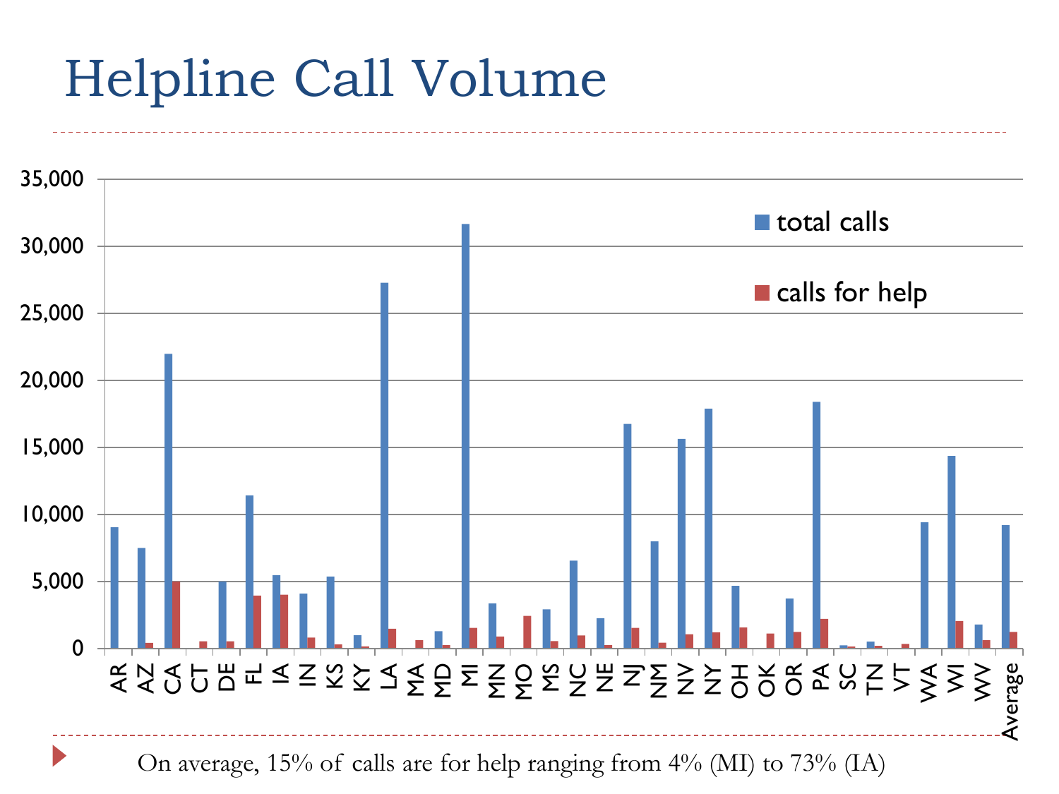# Helpline Call Volume

- On average, 15% of calls are for help ranging from 4% (MI) to 73% (IA)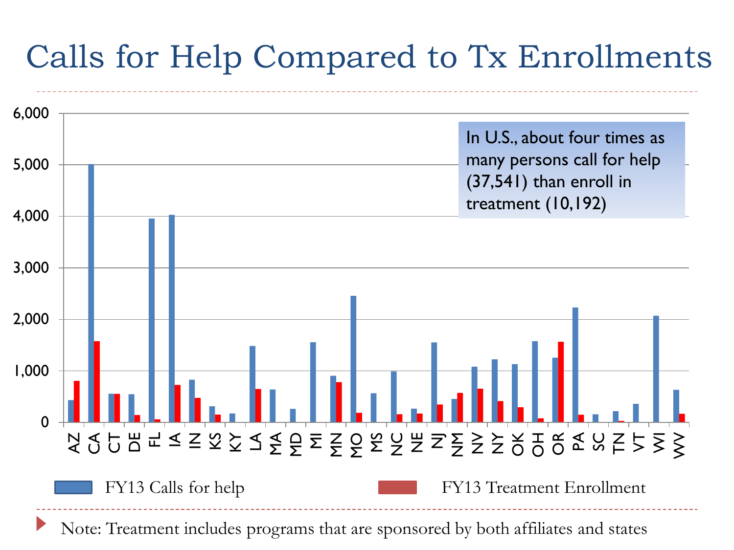# Calls for Help Compared to Tx Enrollments

In U.S., about four times as many persons call for help (37,541) than enroll in treatment (10,192)

6,000
5,000
4,000
3,000
2,000
1,000
0

AZ CA CT DE FL IA IN KS KY LA MA MD MI MN MO MS NC NE NJ NM NV NY OK OH OR PA SC TN VT WI WV

FY13 Calls for help

FY13 Treatment Enrollment

- Note: Treatment includes programs that are sponsored by both affiliates and states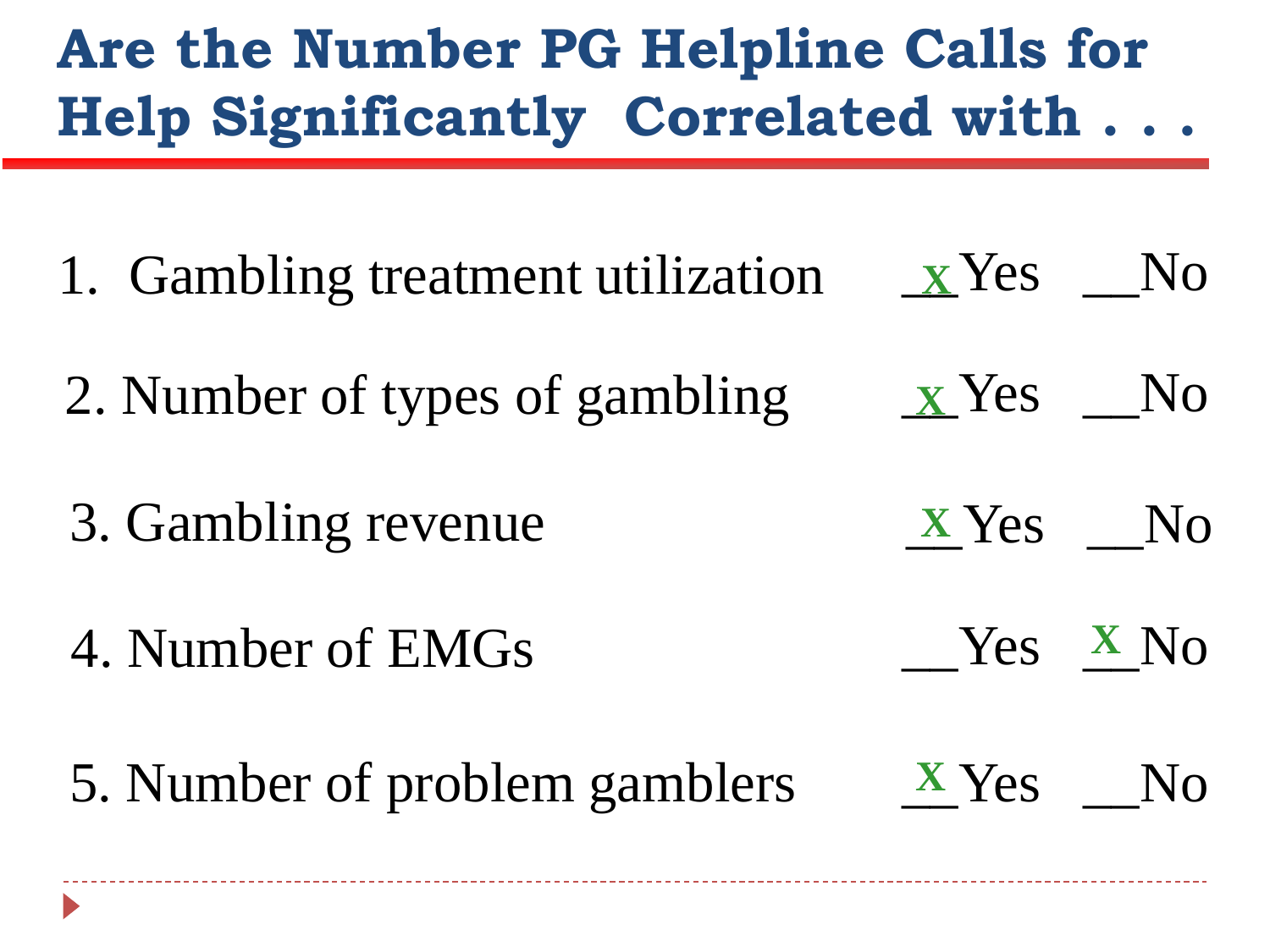# Are the Number PG Helpline Calls for Help Significantly Correlated with . . .

1. Gambling treatment utilization  _X_Yes  __No
2. Number of types of gambling  _X_Yes  __No
3. Gambling revenue  _X_Yes  __No
4. Number of EMGs  __Yes  _X_No
5. Number of problem gamblers  _X_Yes  __No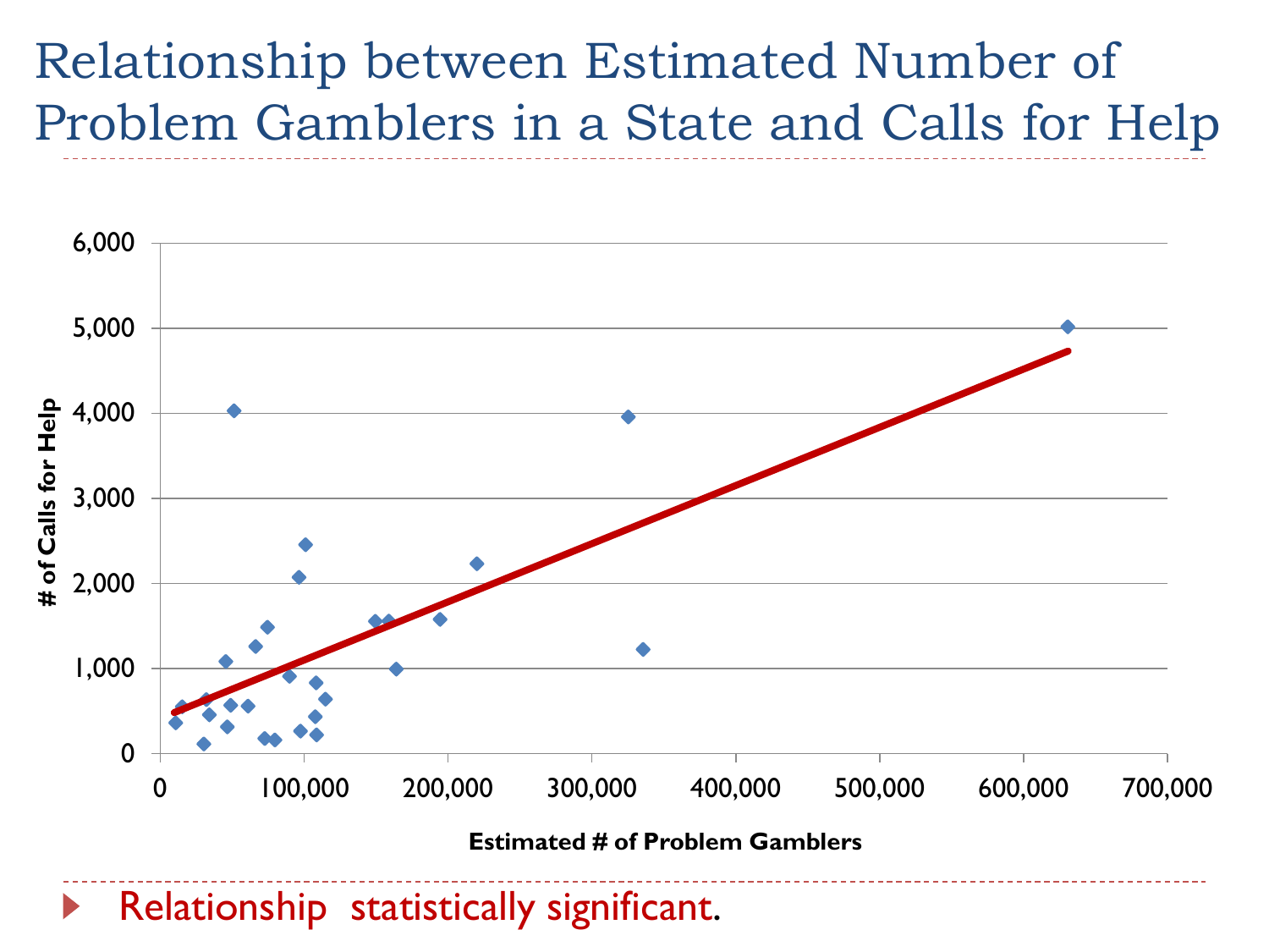# Relationship between Estimated Number of Problem Gamblers in a State and Calls for Help

- Relationship statistically significant.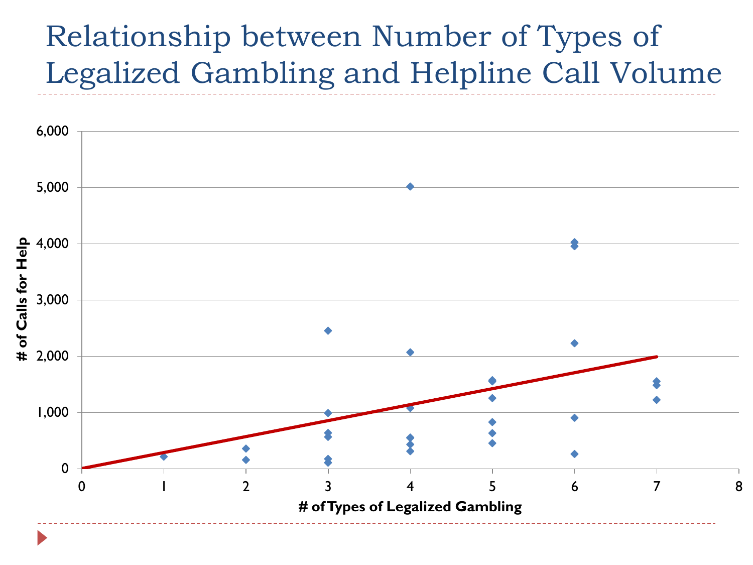# Relationship between Number of Types of Legalized Gambling and Helpline Call Volume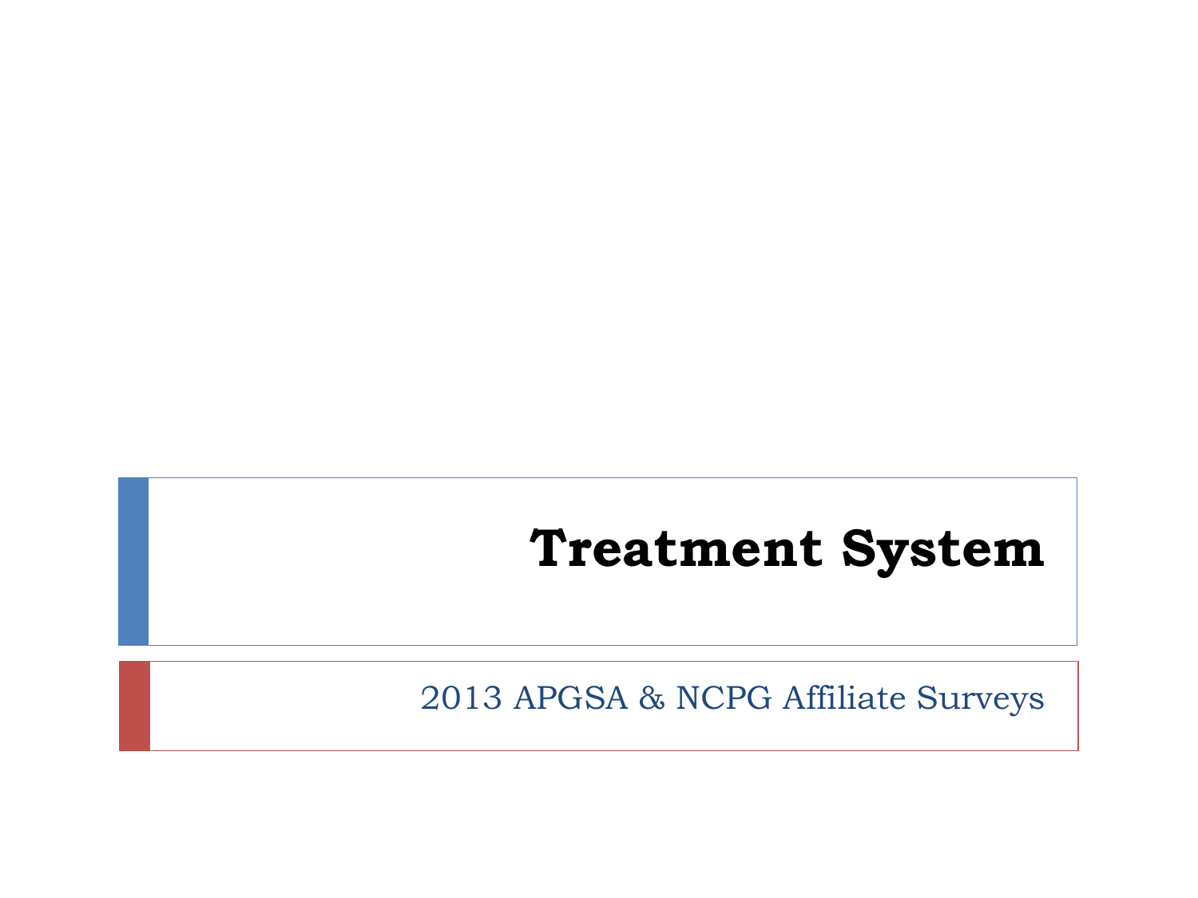# Treatment System

2013 APGSA & NCPG Affiliate Surveys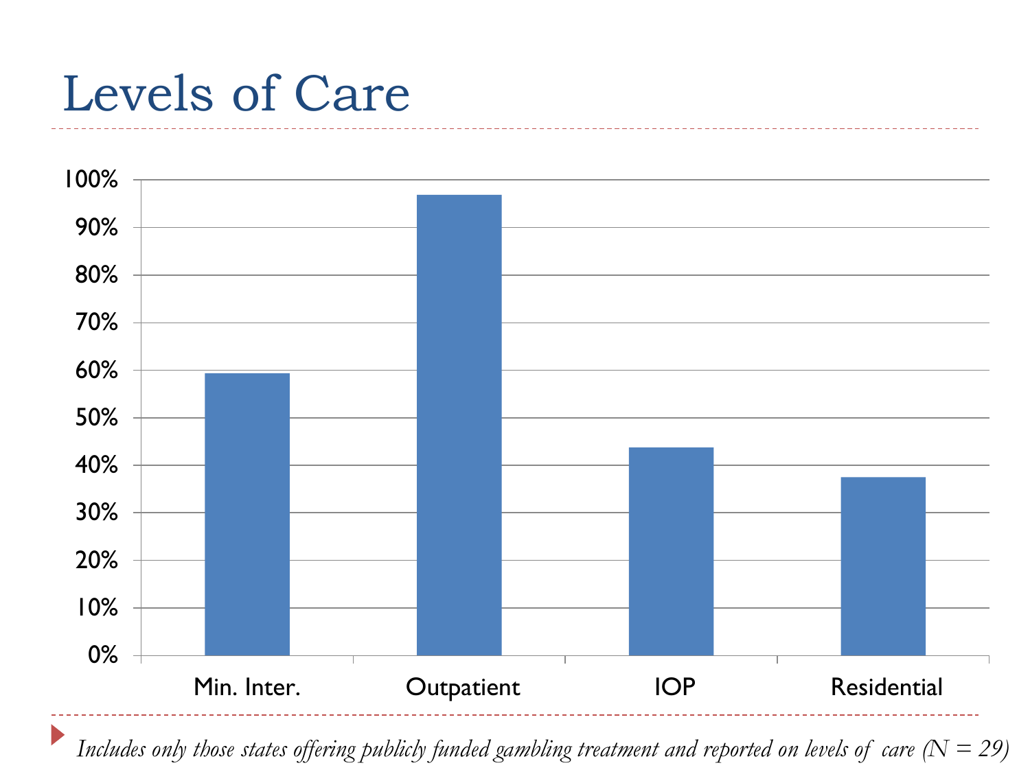# Levels of Care

| Level of Care | Percentage |
|---|---|
| Min. Inter. | ~59% |
| Outpatient | ~97% |
| IOP | ~44% |
| Residential | ~37% |

*Includes only those states offering publicly funded gambling treatment and reported on levels of care (N = 29)*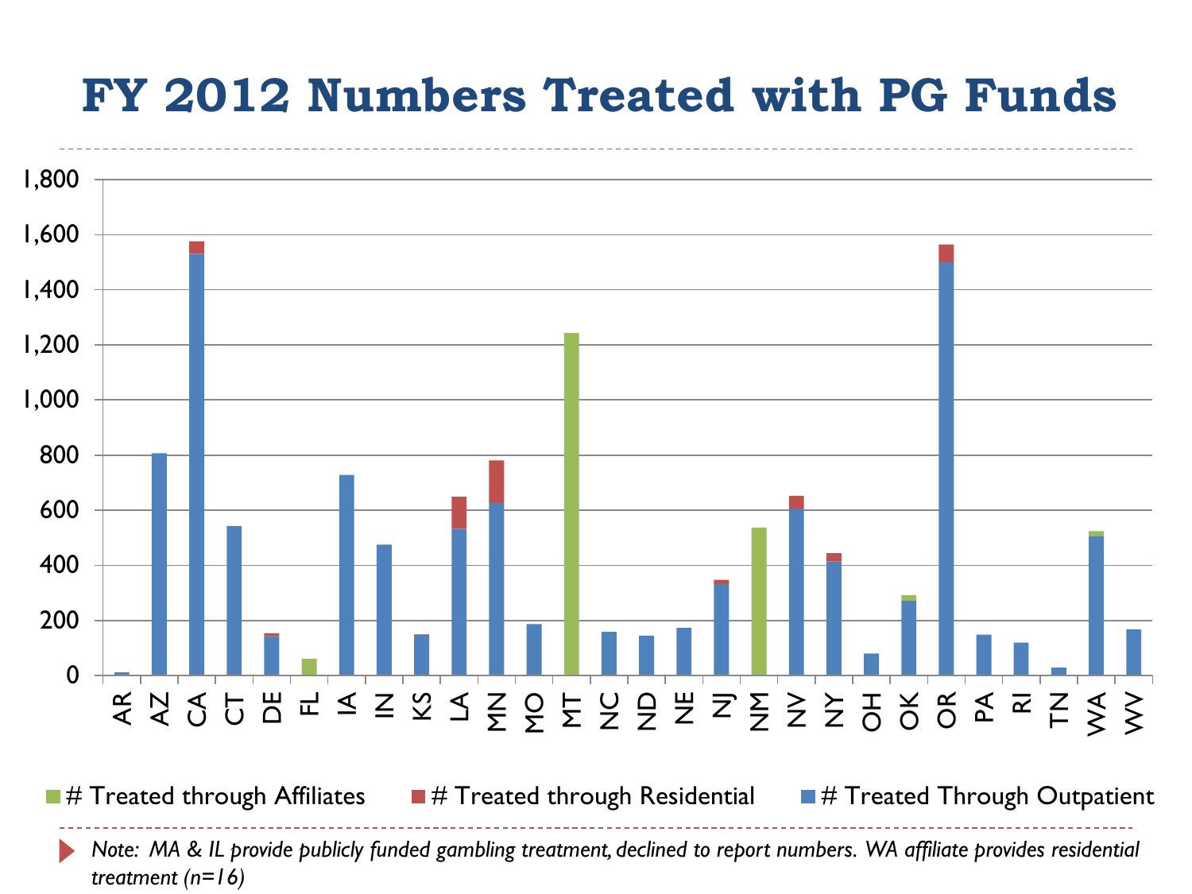# FY 2012 Numbers Treated with PG Funds

*Note: MA & IL provide publicly funded gambling treatment, declined to report numbers. WA affiliate provides residential treatment (n=16)*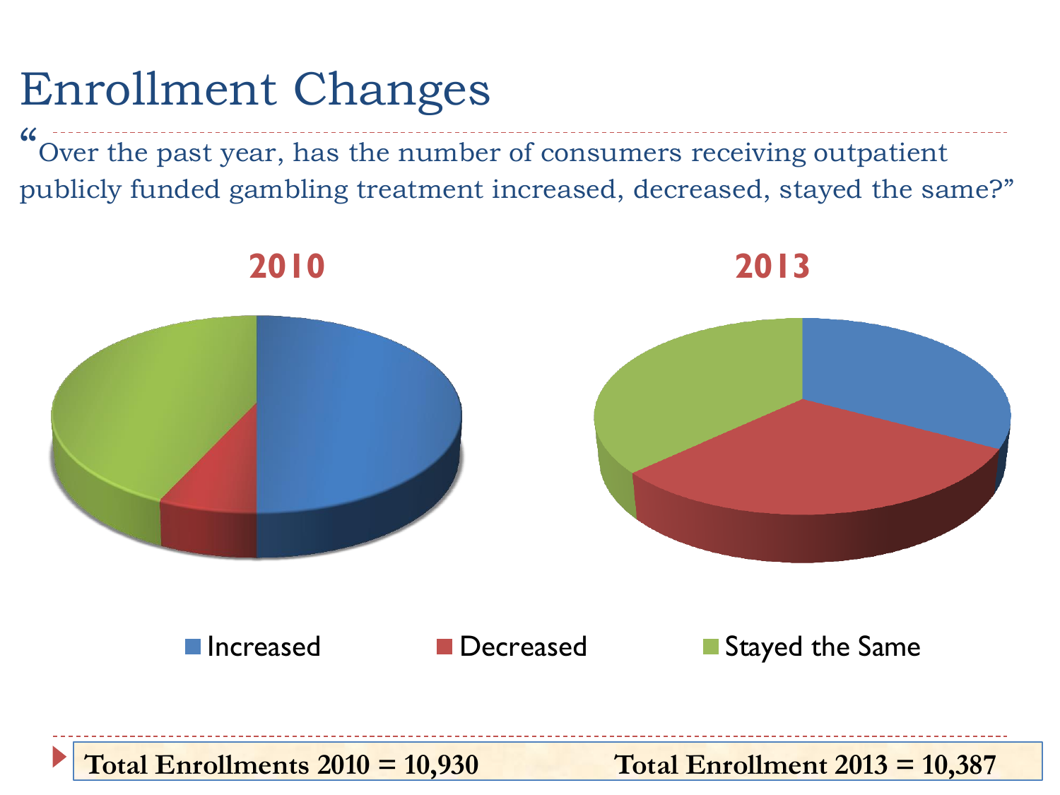# Enrollment Changes

"Over the past year, has the number of consumers receiving outpatient publicly funded gambling treatment increased, decreased, stayed the same?"

**2010**

**2013**

Increased Decreased Stayed the Same

**Total Enrollments 2010 = 10,930** **Total Enrollment 2013 = 10,387**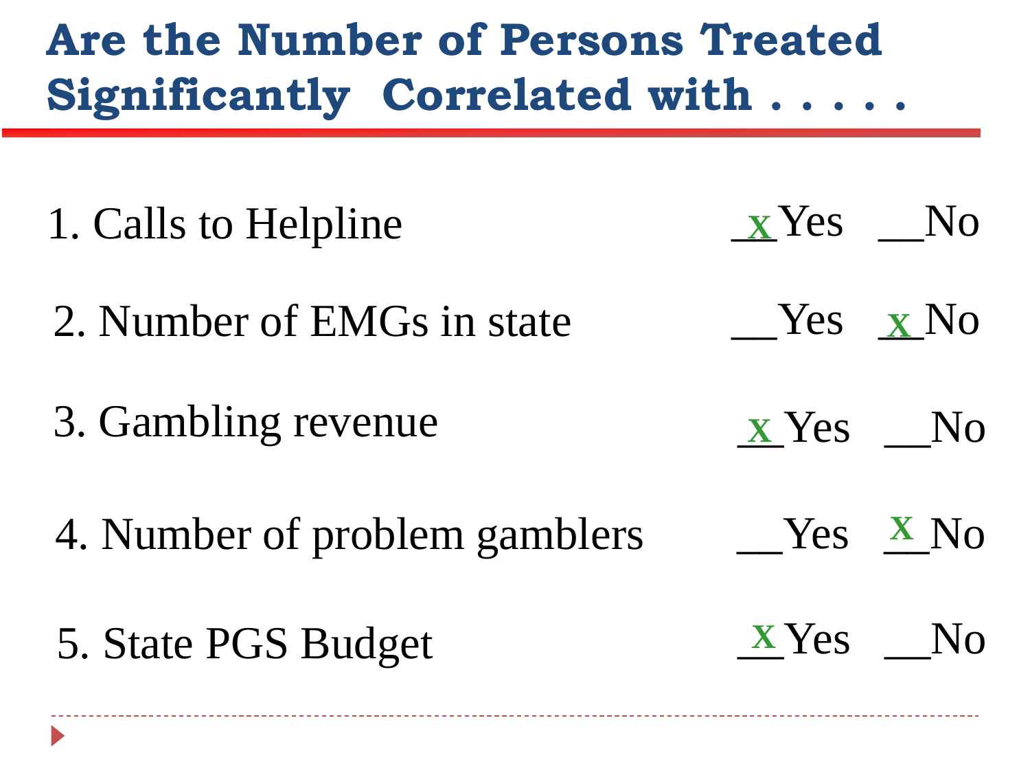# Are the Number of Persons Treated Significantly Correlated with . . . . .

1. Calls to Helpline _x_Yes __No

2. Number of EMGs in state __Yes _x_No

3. Gambling revenue _x_Yes __No

4. Number of problem gamblers __Yes _x_No

5. State PGS Budget _x_Yes __No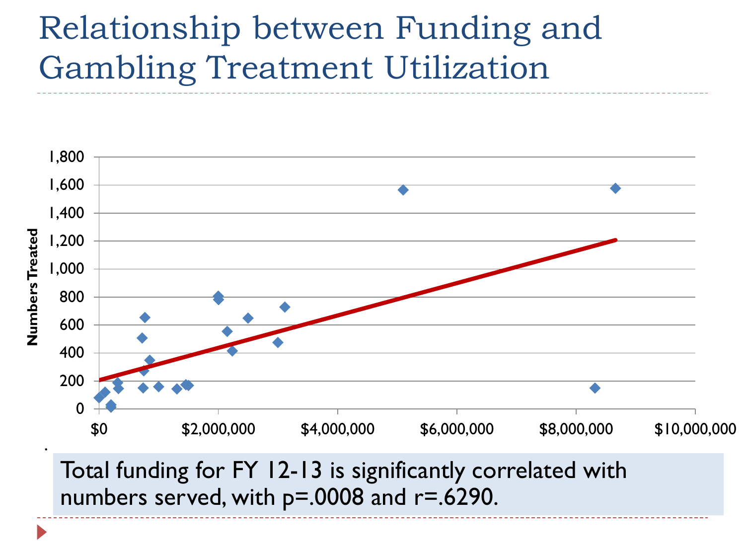# Relationship between Funding and Gambling Treatment Utilization

Total funding for FY 12-13 is significantly correlated with numbers served, with p=.0008 and r=.6290.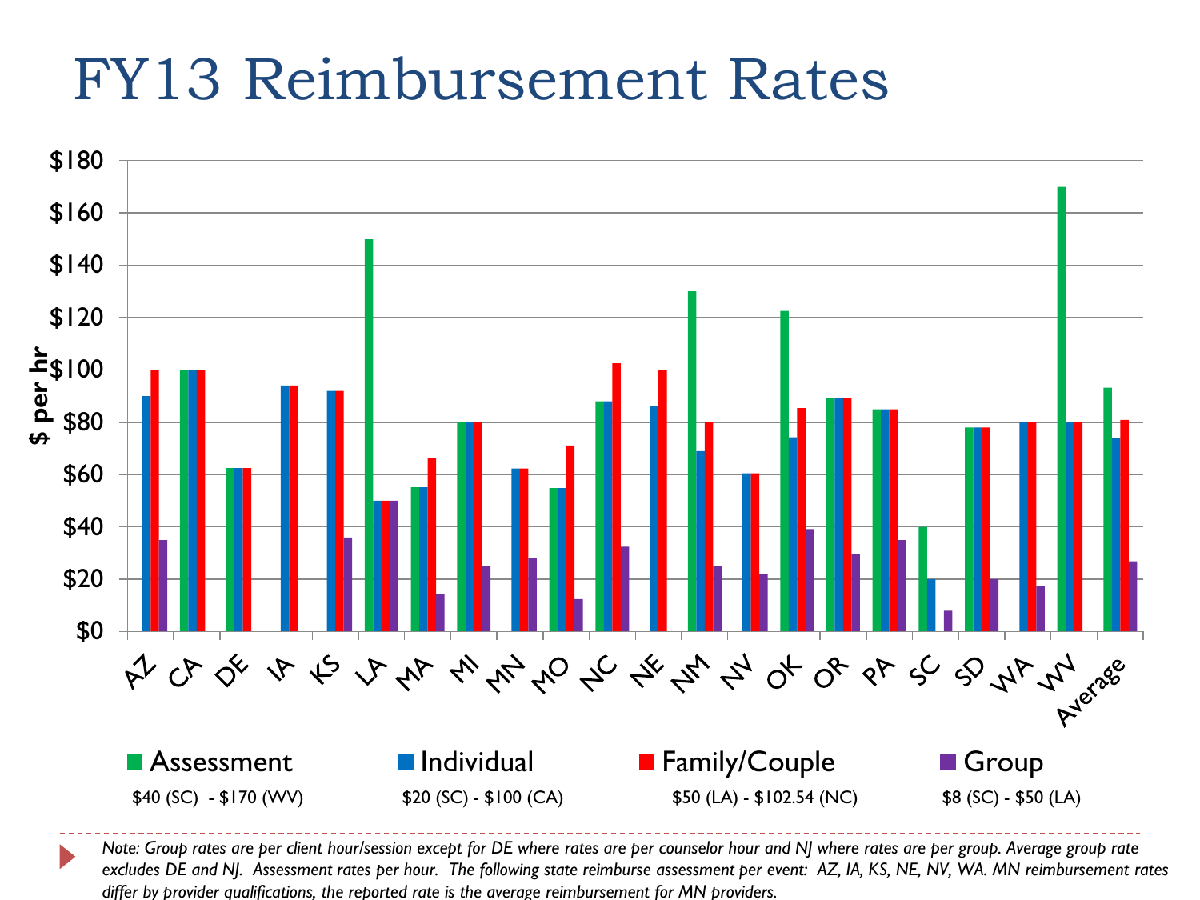# FY13 Reimbursement Rates

$ per hr

$180
$160
$140
$120
$100
$80
$60
$40
$20
$0

AZ CA DE IA KS LA MA MI MN MO NC NE NM NV OK OR PA SC SD WA WV Average

| Assessment | Individual | Family/Couple | Group |
|---|---|---|---|
| $40 (SC) - $170 (WV) | $20 (SC) - $100 (CA) | $50 (LA) - $102.54 (NC) | $8 (SC) - $50 (LA) |

*Note: Group rates are per client hour/session except for DE where rates are per counselor hour and NJ where rates are per group. Average group rate excludes DE and NJ. Assessment rates per hour. The following state reimburse assessment per event: AZ, IA, KS, NE, NV, WA. MN reimbursement rates differ by provider qualifications, the reported rate is the average reimbursement for MN providers.*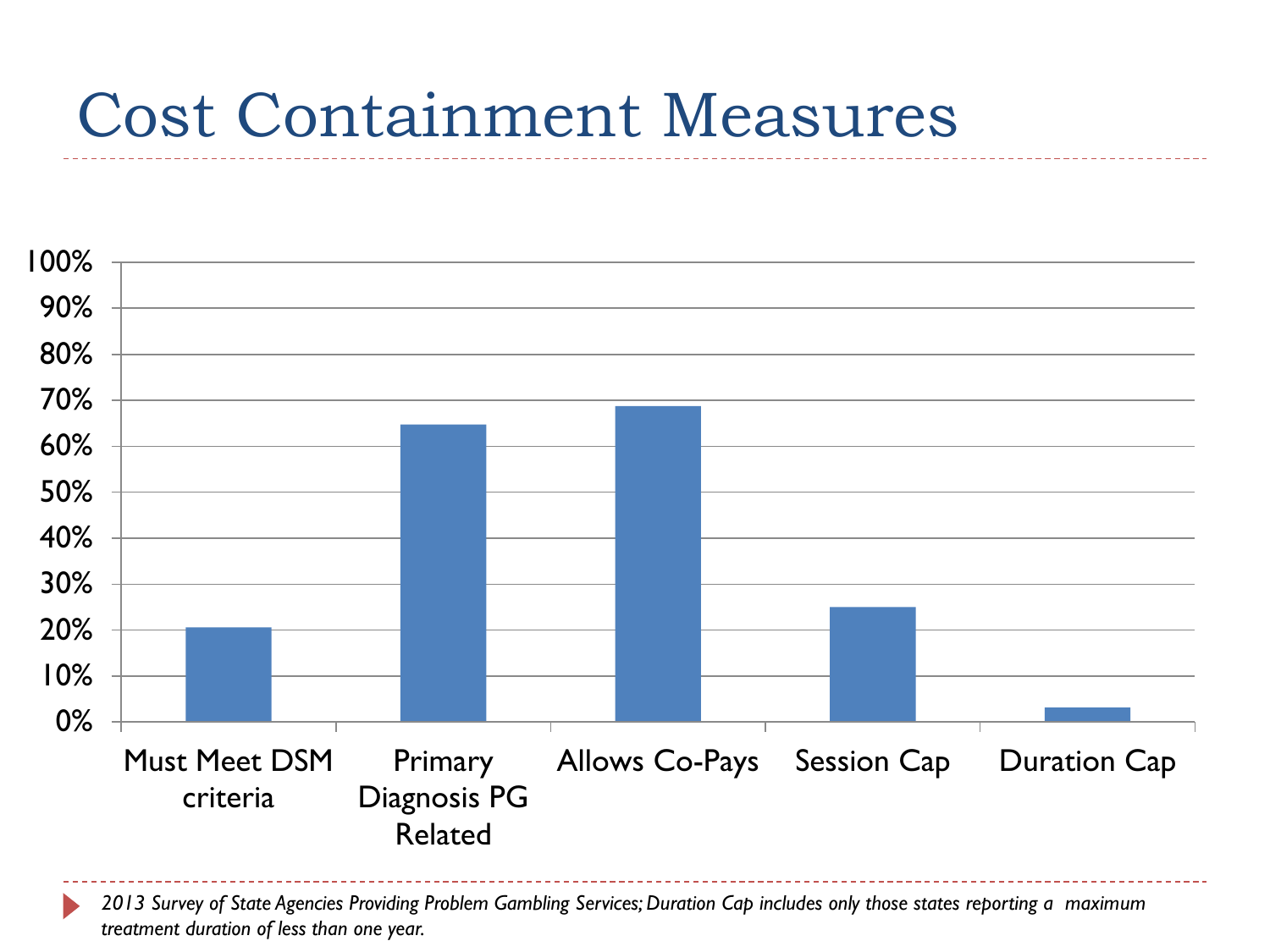# Cost Containment Measures

| | Must Meet DSM criteria | Primary Diagnosis PG Related | Allows Co-Pays | Session Cap | Duration Cap |
|---|---|---|---|---|---|
| Percent | ~21% | ~65% | ~69% | ~25% | ~3% |

*2013 Survey of State Agencies Providing Problem Gambling Services; Duration Cap includes only those states reporting a maximum treatment duration of less than one year.*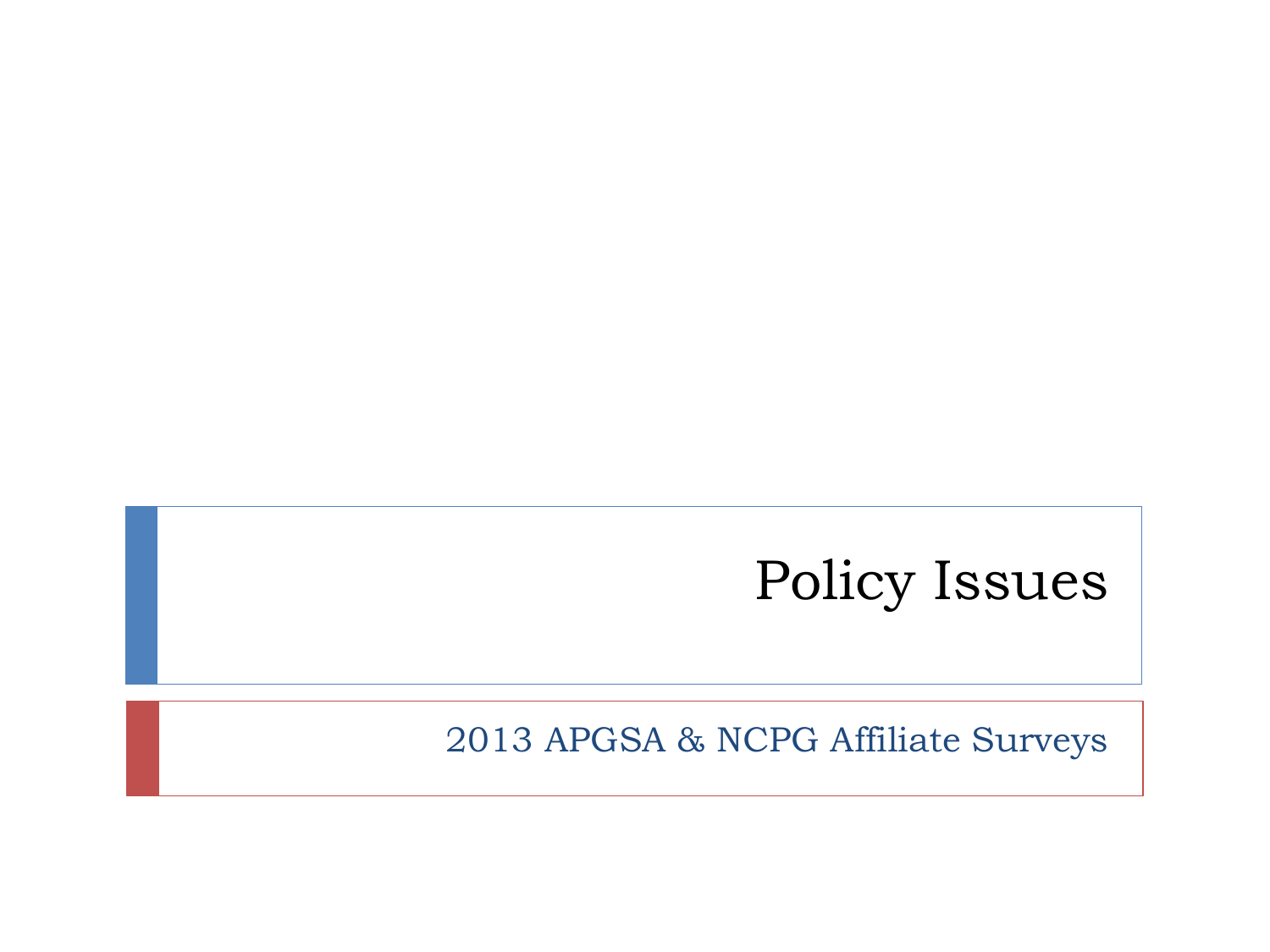# Policy Issues

2013 APGSA & NCPG Affiliate Surveys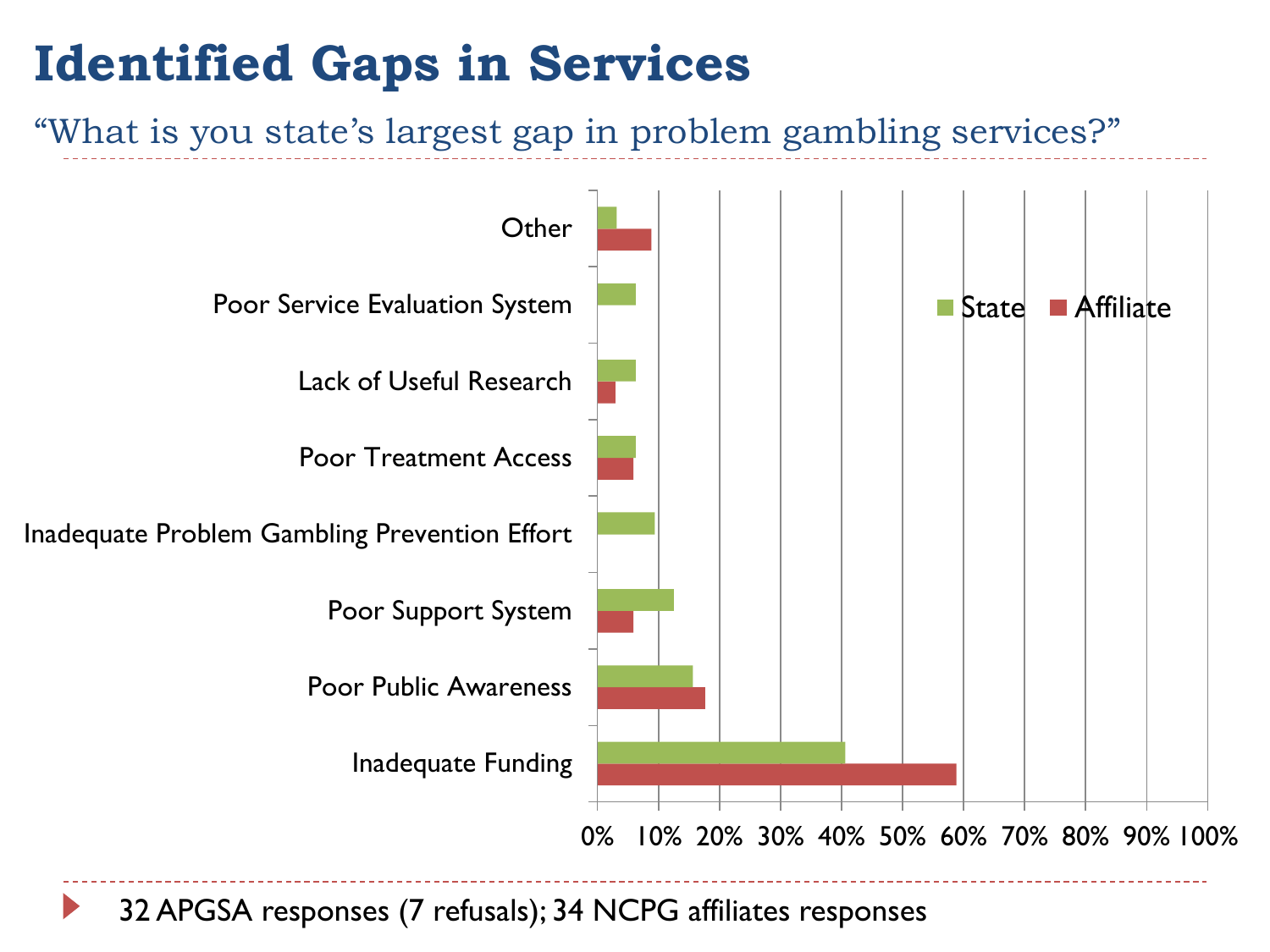# Identified Gaps in Services

"What is you state's largest gap in problem gambling services?"

| Gap | State | Affiliate |
|---|---|---|
| Other | ~3% | ~9% |
| Poor Service Evaluation System | ~6% | 0% |
| Lack of Useful Research | ~6% | ~3% |
| Poor Treatment Access | ~6% | ~6% |
| Inadequate Problem Gambling Prevention Effort | ~9% | 0% |
| Poor Support System | ~12.5% | ~6% |
| Poor Public Awareness | ~15.5% | ~17.5% |
| Inadequate Funding | ~40.5% | ~59% |

- 32 APGSA responses (7 refusals); 34 NCPG affiliates responses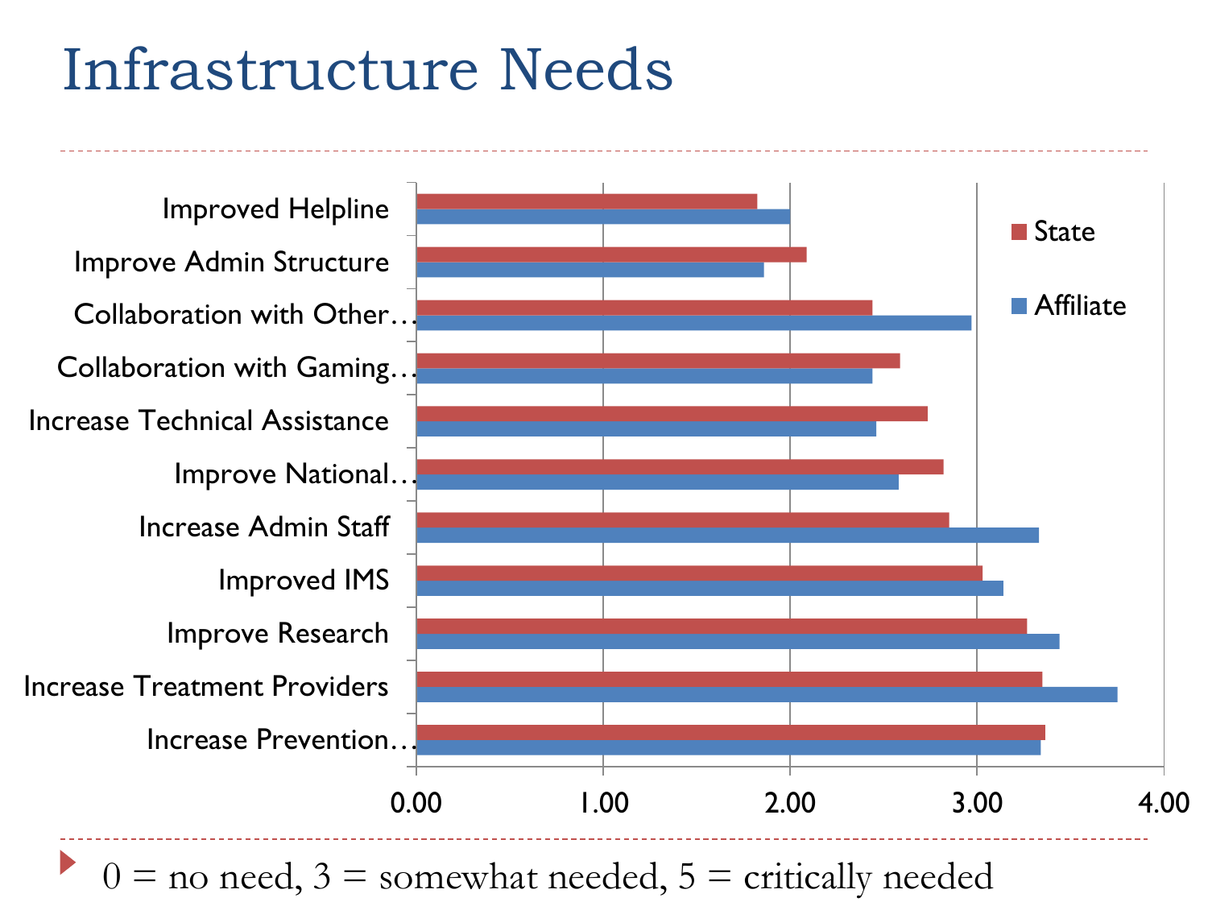# Infrastructure Needs

| | State | Affiliate |
|---|---|---|
| Improved Helpline | 1.82 | 2.00 |
| Improve Admin Structure | 2.09 | 1.86 |
| Collaboration with Other… | 2.44 | 2.97 |
| Collaboration with Gaming… | 2.59 | 2.44 |
| Increase Technical Assistance | 2.74 | 2.46 |
| Improve National… | 2.82 | 2.58 |
| Increase Admin Staff | 2.85 | 3.33 |
| Improved IMS | 3.03 | 3.14 |
| Improve Research | 3.27 | 3.44 |
| Increase Treatment Providers | 3.35 | 3.75 |
| Increase Prevention… | 3.37 | 3.34 |

- 0 = no need, 3 = somewhat needed, 5 = critically needed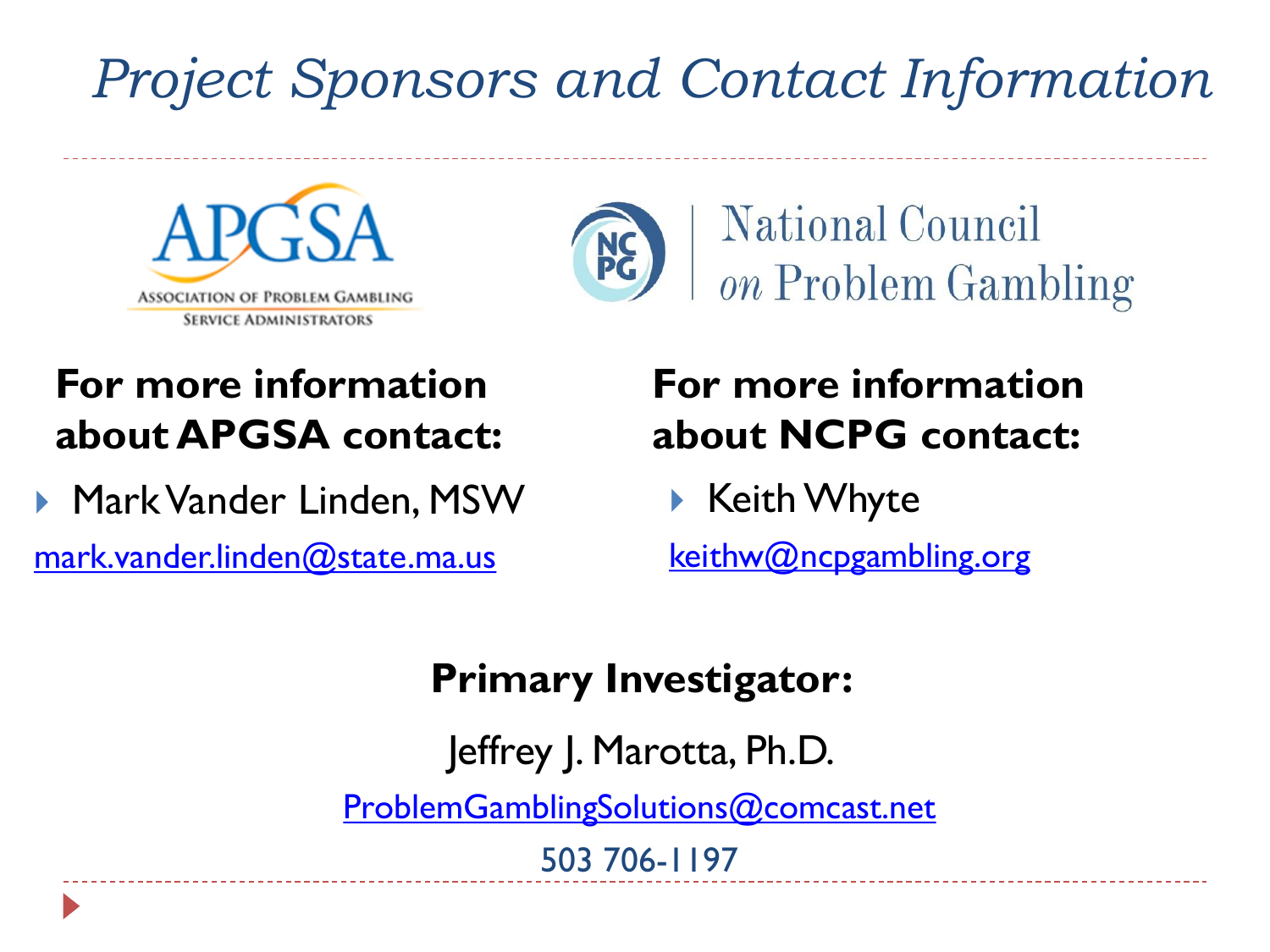# Project Sponsors and Contact Information

APGSA
ASSOCIATION OF PROBLEM GAMBLING SERVICE ADMINISTRATORS

NCPG | National Council on Problem Gambling

**For more information about APGSA contact:**

- Mark Vander Linden, MSW

mark.vander.linden@state.ma.us

**For more information about NCPG contact:**

- Keith Whyte

keithw@ncpgambling.org

**Primary Investigator:**

Jeffrey J. Marotta, Ph.D.

ProblemGamblingSolutions@comcast.net

503 706-1197